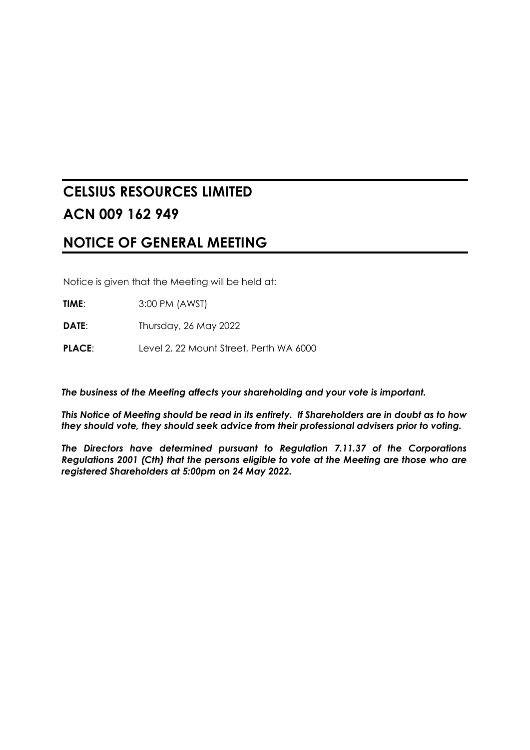# CELSIUS RESOURCES LIMITED

# ACN 009 162 949

# NOTICE OF GENERAL MEETING

Notice is given that the Meeting will be held at:

**TIME**: 3:00 PM (AWST)

**DATE**: Thursday, 26 May 2022

**PLACE**: Level 2, 22 Mount Street, Perth WA 6000

***The business of the Meeting affects your shareholding and your vote is important.***

***This Notice of Meeting should be read in its entirety. If Shareholders are in doubt as to how they should vote, they should seek advice from their professional advisers prior to voting.***

***The Directors have determined pursuant to Regulation 7.11.37 of the Corporations Regulations 2001 (Cth) that the persons eligible to vote at the Meeting are those who are registered Shareholders at 5:00pm on 24 May 2022.***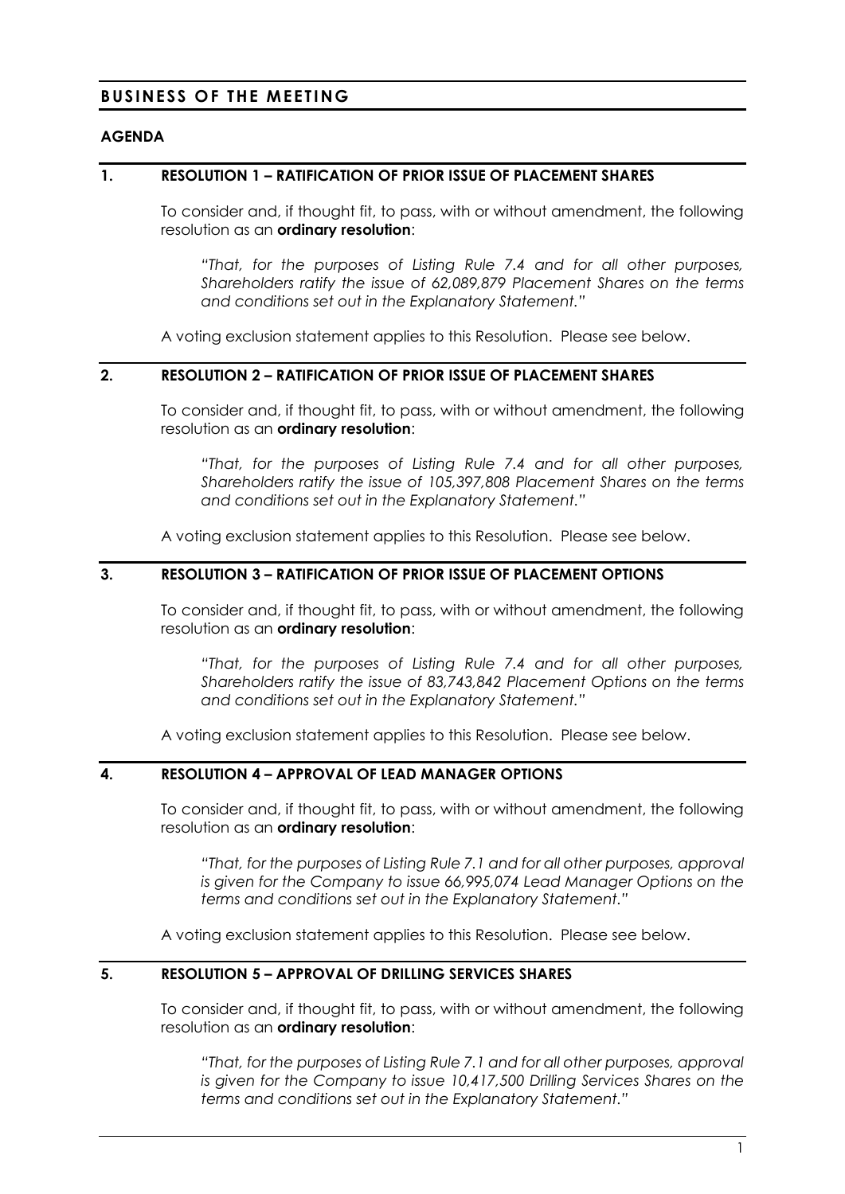# BUSINESS OF THE MEETING

## AGENDA

### 1. RESOLUTION 1 – RATIFICATION OF PRIOR ISSUE OF PLACEMENT SHARES

To consider and, if thought fit, to pass, with or without amendment, the following resolution as an **ordinary resolution**:

> *"That, for the purposes of Listing Rule 7.4 and for all other purposes, Shareholders ratify the issue of 62,089,879 Placement Shares on the terms and conditions set out in the Explanatory Statement."*

A voting exclusion statement applies to this Resolution. Please see below.

### 2. RESOLUTION 2 – RATIFICATION OF PRIOR ISSUE OF PLACEMENT SHARES

To consider and, if thought fit, to pass, with or without amendment, the following resolution as an **ordinary resolution**:

> *"That, for the purposes of Listing Rule 7.4 and for all other purposes, Shareholders ratify the issue of 105,397,808 Placement Shares on the terms and conditions set out in the Explanatory Statement."*

A voting exclusion statement applies to this Resolution. Please see below.

### 3. RESOLUTION 3 – RATIFICATION OF PRIOR ISSUE OF PLACEMENT OPTIONS

To consider and, if thought fit, to pass, with or without amendment, the following resolution as an **ordinary resolution**:

> *"That, for the purposes of Listing Rule 7.4 and for all other purposes, Shareholders ratify the issue of 83,743,842 Placement Options on the terms and conditions set out in the Explanatory Statement."*

A voting exclusion statement applies to this Resolution. Please see below.

### 4. RESOLUTION 4 – APPROVAL OF LEAD MANAGER OPTIONS

To consider and, if thought fit, to pass, with or without amendment, the following resolution as an **ordinary resolution**:

> *"That, for the purposes of Listing Rule 7.1 and for all other purposes, approval is given for the Company to issue 66,995,074 Lead Manager Options on the terms and conditions set out in the Explanatory Statement."*

A voting exclusion statement applies to this Resolution. Please see below.

### 5. RESOLUTION 5 – APPROVAL OF DRILLING SERVICES SHARES

To consider and, if thought fit, to pass, with or without amendment, the following resolution as an **ordinary resolution**:

> *"That, for the purposes of Listing Rule 7.1 and for all other purposes, approval is given for the Company to issue 10,417,500 Drilling Services Shares on the terms and conditions set out in the Explanatory Statement."*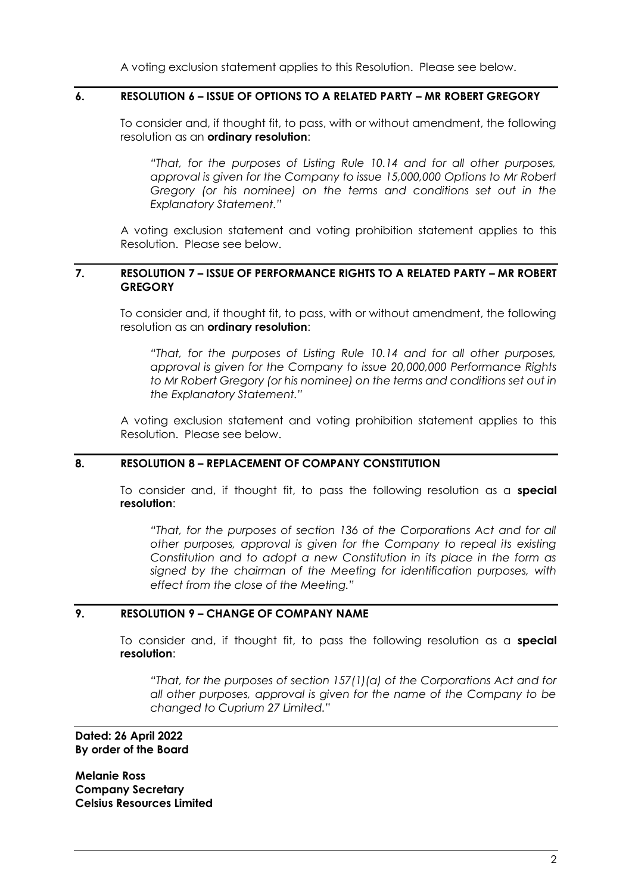A voting exclusion statement applies to this Resolution. Please see below.

## 6. RESOLUTION 6 – ISSUE OF OPTIONS TO A RELATED PARTY – MR ROBERT GREGORY

To consider and, if thought fit, to pass, with or without amendment, the following resolution as an **ordinary resolution**:

> *"That, for the purposes of Listing Rule 10.14 and for all other purposes, approval is given for the Company to issue 15,000,000 Options to Mr Robert Gregory (or his nominee) on the terms and conditions set out in the Explanatory Statement."*

A voting exclusion statement and voting prohibition statement applies to this Resolution. Please see below.

## 7. RESOLUTION 7 – ISSUE OF PERFORMANCE RIGHTS TO A RELATED PARTY – MR ROBERT GREGORY

To consider and, if thought fit, to pass, with or without amendment, the following resolution as an **ordinary resolution**:

> *"That, for the purposes of Listing Rule 10.14 and for all other purposes, approval is given for the Company to issue 20,000,000 Performance Rights to Mr Robert Gregory (or his nominee) on the terms and conditions set out in the Explanatory Statement."*

A voting exclusion statement and voting prohibition statement applies to this Resolution. Please see below.

## 8. RESOLUTION 8 – REPLACEMENT OF COMPANY CONSTITUTION

To consider and, if thought fit, to pass the following resolution as a **special resolution**:

> *"That, for the purposes of section 136 of the Corporations Act and for all other purposes, approval is given for the Company to repeal its existing Constitution and to adopt a new Constitution in its place in the form as signed by the chairman of the Meeting for identification purposes, with effect from the close of the Meeting."*

## 9. RESOLUTION 9 – CHANGE OF COMPANY NAME

To consider and, if thought fit, to pass the following resolution as a **special resolution**:

> *"That, for the purposes of section 157(1)(a) of the Corporations Act and for all other purposes, approval is given for the name of the Company to be changed to Cuprium 27 Limited."*

**Dated: 26 April 2022**
**By order of the Board**

**Melanie Ross**
**Company Secretary**
**Celsius Resources Limited**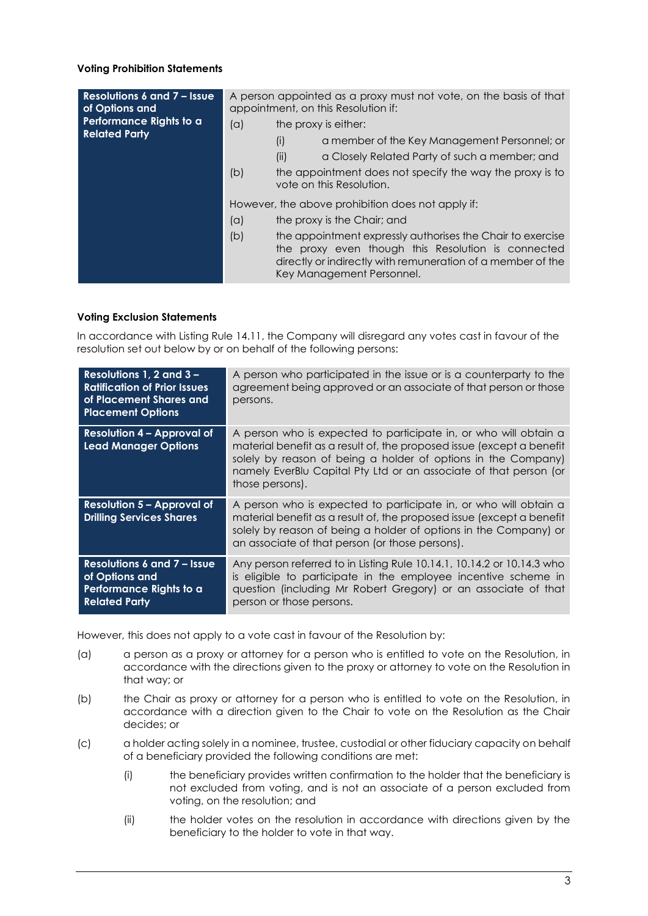**Voting Prohibition Statements**

| Resolutions 6 and 7 – Issue of Options and Performance Rights to a Related Party | A person appointed as a proxy must not vote, on the basis of that appointment, on this Resolution if:<br>(a) the proxy is either:<br>(i) a member of the Key Management Personnel; or<br>(ii) a Closely Related Party of such a member; and<br>(b) the appointment does not specify the way the proxy is to vote on this Resolution.<br>However, the above prohibition does not apply if:<br>(a) the proxy is the Chair; and<br>(b) the appointment expressly authorises the Chair to exercise the proxy even though this Resolution is connected directly or indirectly with remuneration of a member of the Key Management Personnel. |
|---|---|

**Voting Exclusion Statements**

In accordance with Listing Rule 14.11, the Company will disregard any votes cast in favour of the resolution set out below by or on behalf of the following persons:

| Resolutions 1, 2 and 3 – Ratification of Prior Issues of Placement Shares and Placement Options | A person who participated in the issue or is a counterparty to the agreement being approved or an associate of that person or those persons. |
|---|---|
| **Resolution 4 – Approval of Lead Manager Options** | A person who is expected to participate in, or who will obtain a material benefit as a result of, the proposed issue (except a benefit solely by reason of being a holder of options in the Company) namely EverBlu Capital Pty Ltd or an associate of that person (or those persons). |
| **Resolution 5 – Approval of Drilling Services Shares** | A person who is expected to participate in, or who will obtain a material benefit as a result of, the proposed issue (except a benefit solely by reason of being a holder of options in the Company) or an associate of that person (or those persons). |
| **Resolutions 6 and 7 – Issue of Options and Performance Rights to a Related Party** | Any person referred to in Listing Rule 10.14.1, 10.14.2 or 10.14.3 who is eligible to participate in the employee incentive scheme in question (including Mr Robert Gregory) or an associate of that person or those persons. |

However, this does not apply to a vote cast in favour of the Resolution by:

(a) a person as a proxy or attorney for a person who is entitled to vote on the Resolution, in accordance with the directions given to the proxy or attorney to vote on the Resolution in that way; or

(b) the Chair as proxy or attorney for a person who is entitled to vote on the Resolution, in accordance with a direction given to the Chair to vote on the Resolution as the Chair decides; or

(c) a holder acting solely in a nominee, trustee, custodial or other fiduciary capacity on behalf of a beneficiary provided the following conditions are met:

   (i) the beneficiary provides written confirmation to the holder that the beneficiary is not excluded from voting, and is not an associate of a person excluded from voting, on the resolution; and

   (ii) the holder votes on the resolution in accordance with directions given by the beneficiary to the holder to vote in that way.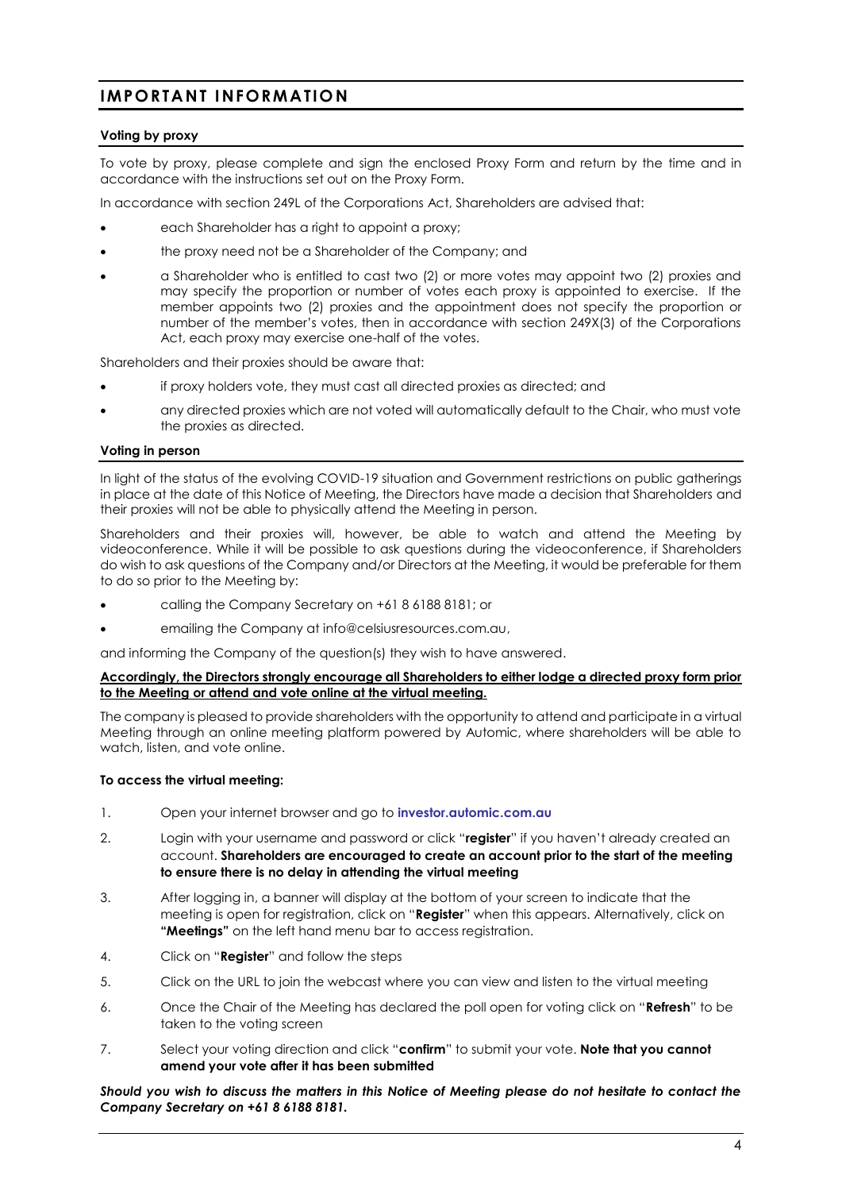# IMPORTANT INFORMATION

### Voting by proxy

To vote by proxy, please complete and sign the enclosed Proxy Form and return by the time and in accordance with the instructions set out on the Proxy Form.

In accordance with section 249L of the Corporations Act, Shareholders are advised that:

- each Shareholder has a right to appoint a proxy;
- the proxy need not be a Shareholder of the Company; and
- a Shareholder who is entitled to cast two (2) or more votes may appoint two (2) proxies and may specify the proportion or number of votes each proxy is appointed to exercise. If the member appoints two (2) proxies and the appointment does not specify the proportion or number of the member's votes, then in accordance with section 249X(3) of the Corporations Act, each proxy may exercise one-half of the votes.

Shareholders and their proxies should be aware that:

- if proxy holders vote, they must cast all directed proxies as directed; and
- any directed proxies which are not voted will automatically default to the Chair, who must vote the proxies as directed.

### Voting in person

In light of the status of the evolving COVID-19 situation and Government restrictions on public gatherings in place at the date of this Notice of Meeting, the Directors have made a decision that Shareholders and their proxies will not be able to physically attend the Meeting in person.

Shareholders and their proxies will, however, be able to watch and attend the Meeting by videoconference. While it will be possible to ask questions during the videoconference, if Shareholders do wish to ask questions of the Company and/or Directors at the Meeting, it would be preferable for them to do so prior to the Meeting by:

- calling the Company Secretary on +61 8 6188 8181; or
- emailing the Company at info@celsiusresources.com.au,

and informing the Company of the question(s) they wish to have answered.

**Accordingly, the Directors strongly encourage all Shareholders to either lodge a directed proxy form prior to the Meeting or attend and vote online at the virtual meeting.**

The company is pleased to provide shareholders with the opportunity to attend and participate in a virtual Meeting through an online meeting platform powered by Automic, where shareholders will be able to watch, listen, and vote online.

**To access the virtual meeting:**

1. Open your internet browser and go to **investor.automic.com.au**
2. Login with your username and password or click "**register**" if you haven't already created an account. **Shareholders are encouraged to create an account prior to the start of the meeting to ensure there is no delay in attending the virtual meeting**
3. After logging in, a banner will display at the bottom of your screen to indicate that the meeting is open for registration, click on "**Register**" when this appears. Alternatively, click on **"Meetings"** on the left hand menu bar to access registration.
4. Click on "**Register**" and follow the steps
5. Click on the URL to join the webcast where you can view and listen to the virtual meeting
6. Once the Chair of the Meeting has declared the poll open for voting click on "**Refresh**" to be taken to the voting screen
7. Select your voting direction and click "**confirm**" to submit your vote. **Note that you cannot amend your vote after it has been submitted**

***Should you wish to discuss the matters in this Notice of Meeting please do not hesitate to contact the Company Secretary on +61 8 6188 8181.***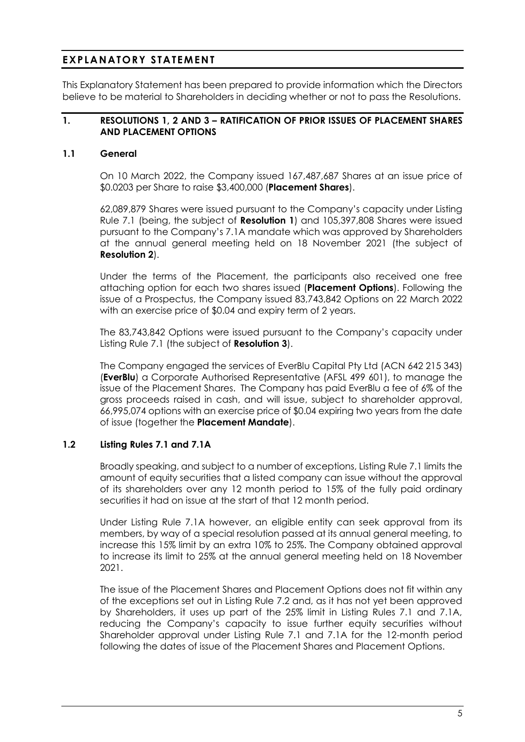# EXPLANATORY STATEMENT

This Explanatory Statement has been prepared to provide information which the Directors believe to be material to Shareholders in deciding whether or not to pass the Resolutions.

## 1. RESOLUTIONS 1, 2 AND 3 – RATIFICATION OF PRIOR ISSUES OF PLACEMENT SHARES AND PLACEMENT OPTIONS

### 1.1 General

On 10 March 2022, the Company issued 167,487,687 Shares at an issue price of $0.0203 per Share to raise $3,400,000 (**Placement Shares**).

62,089,879 Shares were issued pursuant to the Company's capacity under Listing Rule 7.1 (being, the subject of **Resolution 1**) and 105,397,808 Shares were issued pursuant to the Company's 7.1A mandate which was approved by Shareholders at the annual general meeting held on 18 November 2021 (the subject of **Resolution 2**).

Under the terms of the Placement, the participants also received one free attaching option for each two shares issued (**Placement Options**). Following the issue of a Prospectus, the Company issued 83,743,842 Options on 22 March 2022 with an exercise price of $0.04 and expiry term of 2 years.

The 83,743,842 Options were issued pursuant to the Company's capacity under Listing Rule 7.1 (the subject of **Resolution 3**).

The Company engaged the services of EverBlu Capital Pty Ltd (ACN 642 215 343) (**EverBlu**) a Corporate Authorised Representative (AFSL 499 601), to manage the issue of the Placement Shares. The Company has paid EverBlu a fee of 6% of the gross proceeds raised in cash, and will issue, subject to shareholder approval, 66,995,074 options with an exercise price of $0.04 expiring two years from the date of issue (together the **Placement Mandate**).

### 1.2 Listing Rules 7.1 and 7.1A

Broadly speaking, and subject to a number of exceptions, Listing Rule 7.1 limits the amount of equity securities that a listed company can issue without the approval of its shareholders over any 12 month period to 15% of the fully paid ordinary securities it had on issue at the start of that 12 month period.

Under Listing Rule 7.1A however, an eligible entity can seek approval from its members, by way of a special resolution passed at its annual general meeting, to increase this 15% limit by an extra 10% to 25%. The Company obtained approval to increase its limit to 25% at the annual general meeting held on 18 November 2021.

The issue of the Placement Shares and Placement Options does not fit within any of the exceptions set out in Listing Rule 7.2 and, as it has not yet been approved by Shareholders, it uses up part of the 25% limit in Listing Rules 7.1 and 7.1A, reducing the Company's capacity to issue further equity securities without Shareholder approval under Listing Rule 7.1 and 7.1A for the 12-month period following the dates of issue of the Placement Shares and Placement Options.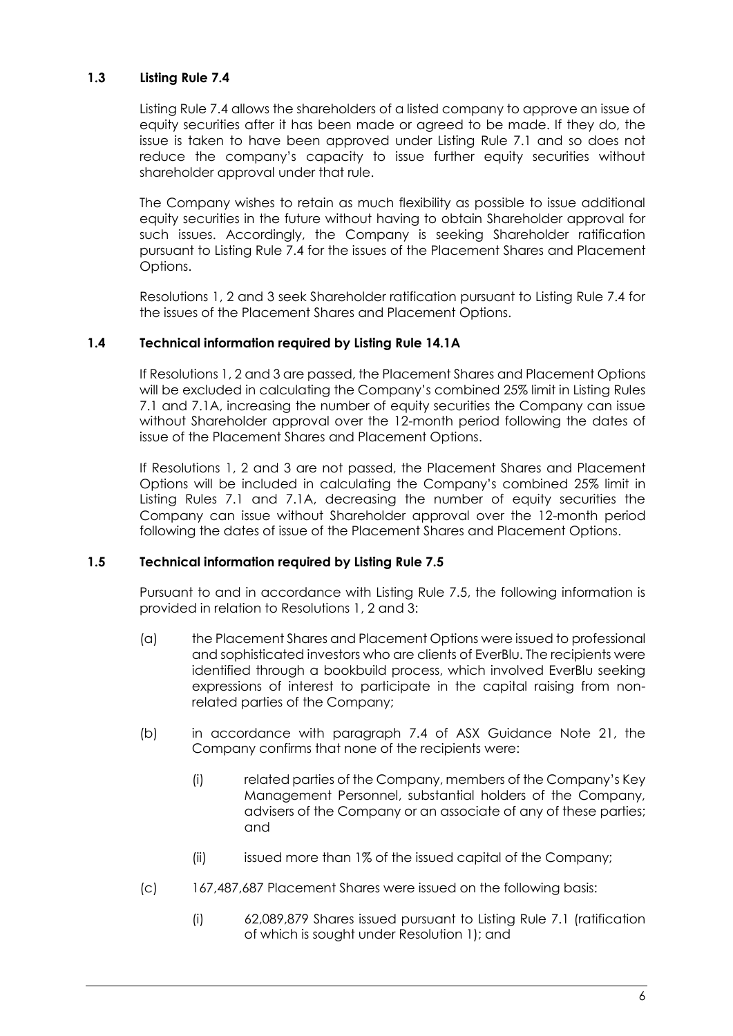### 1.3 Listing Rule 7.4

Listing Rule 7.4 allows the shareholders of a listed company to approve an issue of equity securities after it has been made or agreed to be made. If they do, the issue is taken to have been approved under Listing Rule 7.1 and so does not reduce the company's capacity to issue further equity securities without shareholder approval under that rule.

The Company wishes to retain as much flexibility as possible to issue additional equity securities in the future without having to obtain Shareholder approval for such issues. Accordingly, the Company is seeking Shareholder ratification pursuant to Listing Rule 7.4 for the issues of the Placement Shares and Placement Options.

Resolutions 1, 2 and 3 seek Shareholder ratification pursuant to Listing Rule 7.4 for the issues of the Placement Shares and Placement Options.

### 1.4 Technical information required by Listing Rule 14.1A

If Resolutions 1, 2 and 3 are passed, the Placement Shares and Placement Options will be excluded in calculating the Company's combined 25% limit in Listing Rules 7.1 and 7.1A, increasing the number of equity securities the Company can issue without Shareholder approval over the 12-month period following the dates of issue of the Placement Shares and Placement Options.

If Resolutions 1, 2 and 3 are not passed, the Placement Shares and Placement Options will be included in calculating the Company's combined 25% limit in Listing Rules 7.1 and 7.1A, decreasing the number of equity securities the Company can issue without Shareholder approval over the 12-month period following the dates of issue of the Placement Shares and Placement Options.

### 1.5 Technical information required by Listing Rule 7.5

Pursuant to and in accordance with Listing Rule 7.5, the following information is provided in relation to Resolutions 1, 2 and 3:

(a) the Placement Shares and Placement Options were issued to professional and sophisticated investors who are clients of EverBlu. The recipients were identified through a bookbuild process, which involved EverBlu seeking expressions of interest to participate in the capital raising from non-related parties of the Company;

(b) in accordance with paragraph 7.4 of ASX Guidance Note 21, the Company confirms that none of the recipients were:

 (i) related parties of the Company, members of the Company's Key Management Personnel, substantial holders of the Company, advisers of the Company or an associate of any of these parties; and

 (ii) issued more than 1% of the issued capital of the Company;

(c) 167,487,687 Placement Shares were issued on the following basis:

 (i) 62,089,879 Shares issued pursuant to Listing Rule 7.1 (ratification of which is sought under Resolution 1); and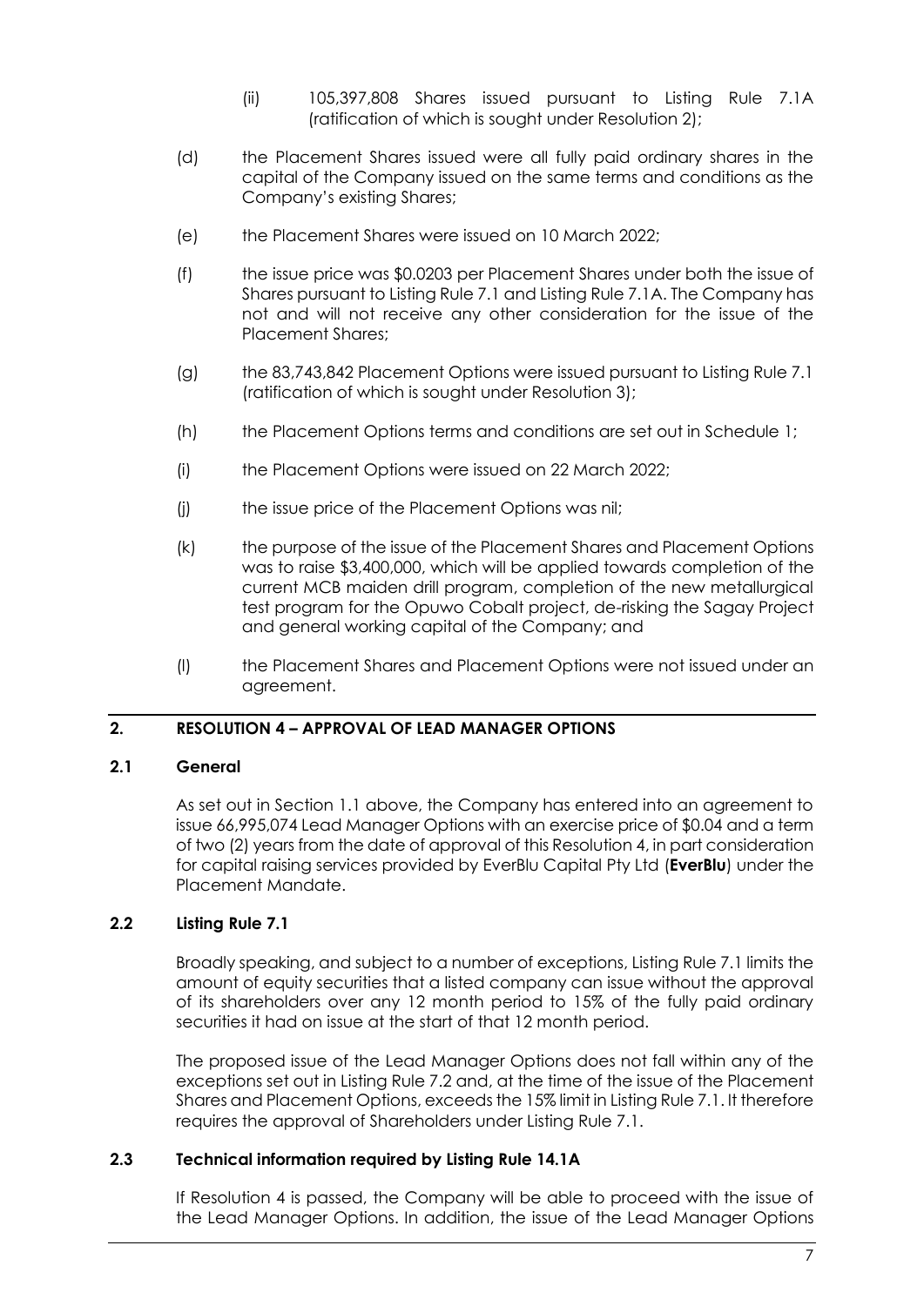(ii) 105,397,808 Shares issued pursuant to Listing Rule 7.1A (ratification of which is sought under Resolution 2);

(d) the Placement Shares issued were all fully paid ordinary shares in the capital of the Company issued on the same terms and conditions as the Company's existing Shares;

(e) the Placement Shares were issued on 10 March 2022;

(f) the issue price was $0.0203 per Placement Shares under both the issue of Shares pursuant to Listing Rule 7.1 and Listing Rule 7.1A. The Company has not and will not receive any other consideration for the issue of the Placement Shares;

(g) the 83,743,842 Placement Options were issued pursuant to Listing Rule 7.1 (ratification of which is sought under Resolution 3);

(h) the Placement Options terms and conditions are set out in Schedule 1;

(i) the Placement Options were issued on 22 March 2022;

(j) the issue price of the Placement Options was nil;

(k) the purpose of the issue of the Placement Shares and Placement Options was to raise $3,400,000, which will be applied towards completion of the current MCB maiden drill program, completion of the new metallurgical test program for the Opuwo Cobalt project, de-risking the Sagay Project and general working capital of the Company; and

(l) the Placement Shares and Placement Options were not issued under an agreement.

## 2. RESOLUTION 4 – APPROVAL OF LEAD MANAGER OPTIONS

### 2.1 General

As set out in Section 1.1 above, the Company has entered into an agreement to issue 66,995,074 Lead Manager Options with an exercise price of $0.04 and a term of two (2) years from the date of approval of this Resolution 4, in part consideration for capital raising services provided by EverBlu Capital Pty Ltd (**EverBlu**) under the Placement Mandate.

### 2.2 Listing Rule 7.1

Broadly speaking, and subject to a number of exceptions, Listing Rule 7.1 limits the amount of equity securities that a listed company can issue without the approval of its shareholders over any 12 month period to 15% of the fully paid ordinary securities it had on issue at the start of that 12 month period.

The proposed issue of the Lead Manager Options does not fall within any of the exceptions set out in Listing Rule 7.2 and, at the time of the issue of the Placement Shares and Placement Options, exceeds the 15% limit in Listing Rule 7.1. It therefore requires the approval of Shareholders under Listing Rule 7.1.

### 2.3 Technical information required by Listing Rule 14.1A

If Resolution 4 is passed, the Company will be able to proceed with the issue of the Lead Manager Options. In addition, the issue of the Lead Manager Options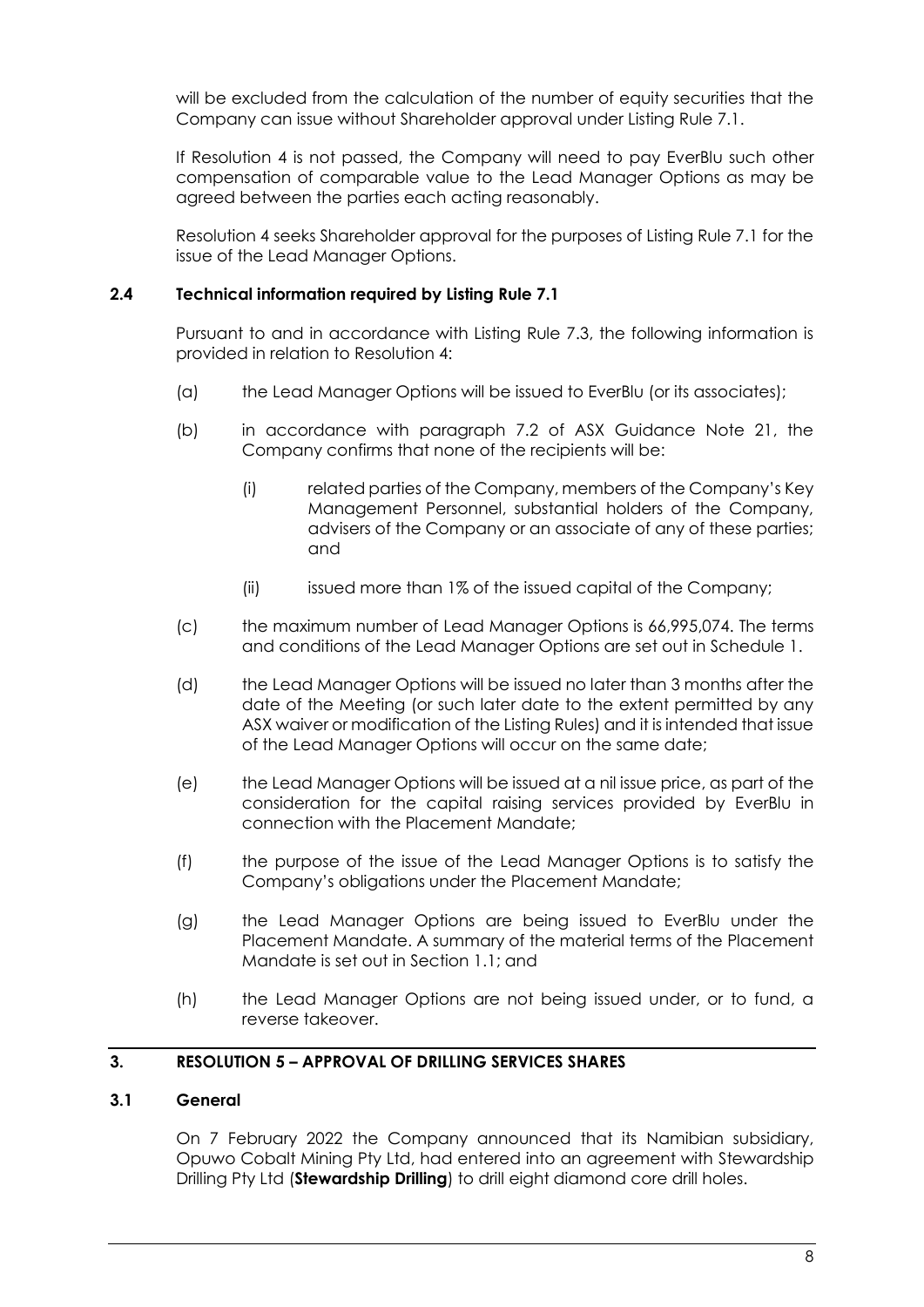will be excluded from the calculation of the number of equity securities that the Company can issue without Shareholder approval under Listing Rule 7.1.

If Resolution 4 is not passed, the Company will need to pay EverBlu such other compensation of comparable value to the Lead Manager Options as may be agreed between the parties each acting reasonably.

Resolution 4 seeks Shareholder approval for the purposes of Listing Rule 7.1 for the issue of the Lead Manager Options.

### 2.4 Technical information required by Listing Rule 7.1

Pursuant to and in accordance with Listing Rule 7.3, the following information is provided in relation to Resolution 4:

(a) the Lead Manager Options will be issued to EverBlu (or its associates);

(b) in accordance with paragraph 7.2 of ASX Guidance Note 21, the Company confirms that none of the recipients will be:

   (i) related parties of the Company, members of the Company's Key Management Personnel, substantial holders of the Company, advisers of the Company or an associate of any of these parties; and

   (ii) issued more than 1% of the issued capital of the Company;

(c) the maximum number of Lead Manager Options is 66,995,074. The terms and conditions of the Lead Manager Options are set out in Schedule 1.

(d) the Lead Manager Options will be issued no later than 3 months after the date of the Meeting (or such later date to the extent permitted by any ASX waiver or modification of the Listing Rules) and it is intended that issue of the Lead Manager Options will occur on the same date;

(e) the Lead Manager Options will be issued at a nil issue price, as part of the consideration for the capital raising services provided by EverBlu in connection with the Placement Mandate;

(f) the purpose of the issue of the Lead Manager Options is to satisfy the Company's obligations under the Placement Mandate;

(g) the Lead Manager Options are being issued to EverBlu under the Placement Mandate. A summary of the material terms of the Placement Mandate is set out in Section 1.1; and

(h) the Lead Manager Options are not being issued under, or to fund, a reverse takeover.

## 3. RESOLUTION 5 – APPROVAL OF DRILLING SERVICES SHARES

### 3.1 General

On 7 February 2022 the Company announced that its Namibian subsidiary, Opuwo Cobalt Mining Pty Ltd, had entered into an agreement with Stewardship Drilling Pty Ltd (**Stewardship Drilling**) to drill eight diamond core drill holes.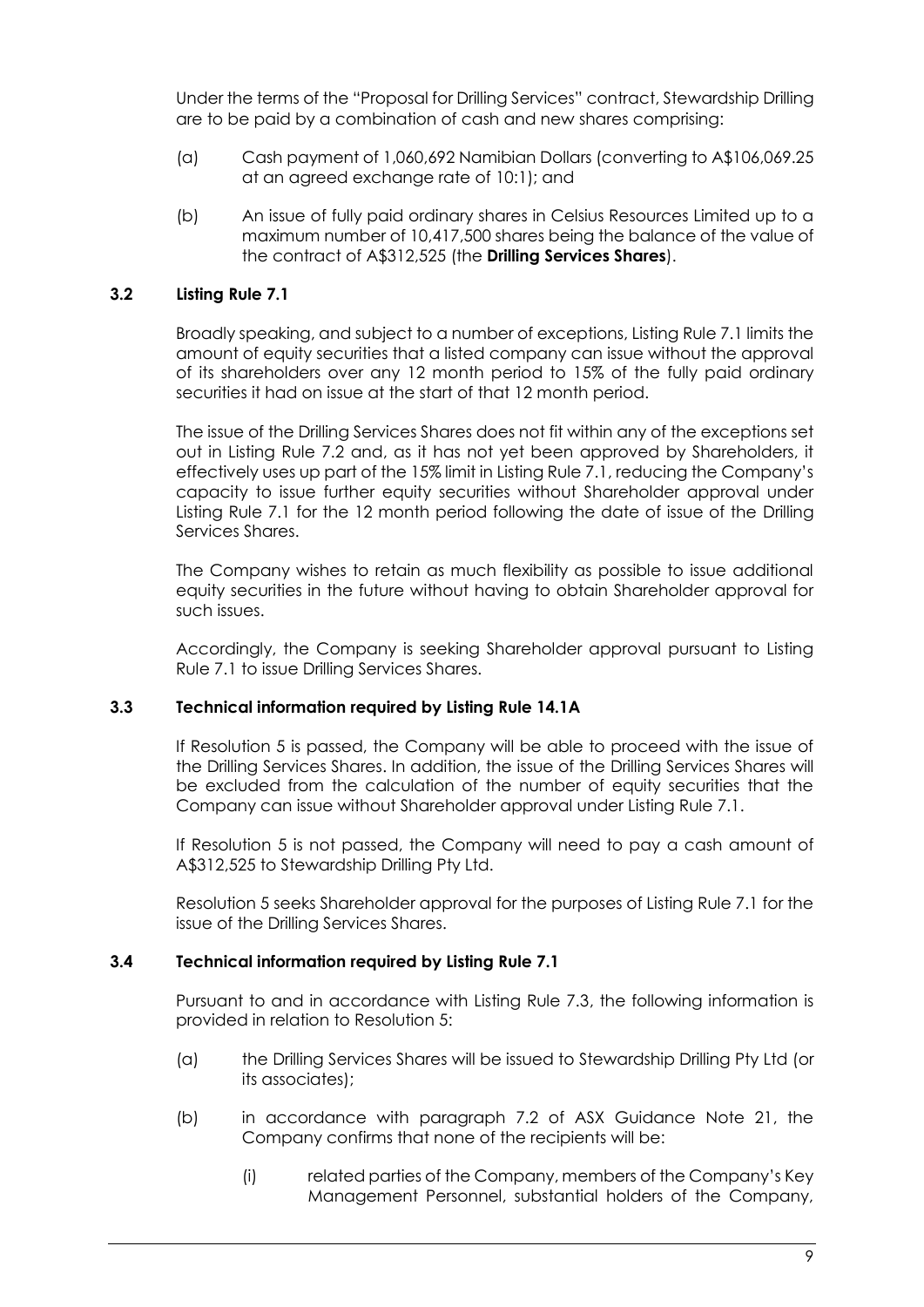Under the terms of the "Proposal for Drilling Services" contract, Stewardship Drilling are to be paid by a combination of cash and new shares comprising:

(a) Cash payment of 1,060,692 Namibian Dollars (converting to A$106,069.25 at an agreed exchange rate of 10:1); and

(b) An issue of fully paid ordinary shares in Celsius Resources Limited up to a maximum number of 10,417,500 shares being the balance of the value of the contract of A$312,525 (the **Drilling Services Shares**).

### 3.2 Listing Rule 7.1

Broadly speaking, and subject to a number of exceptions, Listing Rule 7.1 limits the amount of equity securities that a listed company can issue without the approval of its shareholders over any 12 month period to 15% of the fully paid ordinary securities it had on issue at the start of that 12 month period.

The issue of the Drilling Services Shares does not fit within any of the exceptions set out in Listing Rule 7.2 and, as it has not yet been approved by Shareholders, it effectively uses up part of the 15% limit in Listing Rule 7.1, reducing the Company's capacity to issue further equity securities without Shareholder approval under Listing Rule 7.1 for the 12 month period following the date of issue of the Drilling Services Shares.

The Company wishes to retain as much flexibility as possible to issue additional equity securities in the future without having to obtain Shareholder approval for such issues.

Accordingly, the Company is seeking Shareholder approval pursuant to Listing Rule 7.1 to issue Drilling Services Shares.

### 3.3 Technical information required by Listing Rule 14.1A

If Resolution 5 is passed, the Company will be able to proceed with the issue of the Drilling Services Shares. In addition, the issue of the Drilling Services Shares will be excluded from the calculation of the number of equity securities that the Company can issue without Shareholder approval under Listing Rule 7.1.

If Resolution 5 is not passed, the Company will need to pay a cash amount of A$312,525 to Stewardship Drilling Pty Ltd.

Resolution 5 seeks Shareholder approval for the purposes of Listing Rule 7.1 for the issue of the Drilling Services Shares.

### 3.4 Technical information required by Listing Rule 7.1

Pursuant to and in accordance with Listing Rule 7.3, the following information is provided in relation to Resolution 5:

(a) the Drilling Services Shares will be issued to Stewardship Drilling Pty Ltd (or its associates);

(b) in accordance with paragraph 7.2 of ASX Guidance Note 21, the Company confirms that none of the recipients will be:

(i) related parties of the Company, members of the Company's Key Management Personnel, substantial holders of the Company,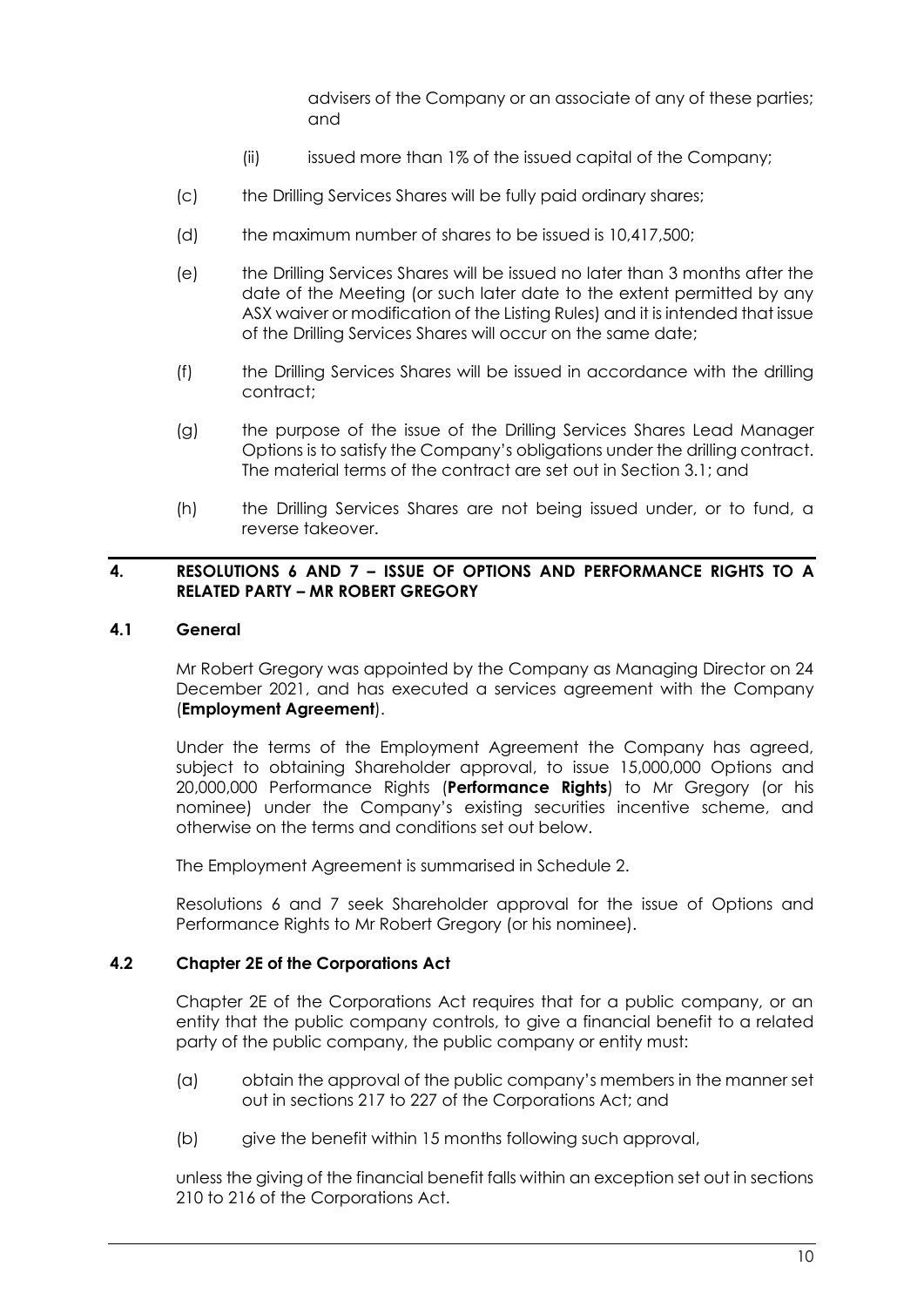advisers of the Company or an associate of any of these parties; and

(ii) issued more than 1% of the issued capital of the Company;

(c) the Drilling Services Shares will be fully paid ordinary shares;

(d) the maximum number of shares to be issued is 10,417,500;

(e) the Drilling Services Shares will be issued no later than 3 months after the date of the Meeting (or such later date to the extent permitted by any ASX waiver or modification of the Listing Rules) and it is intended that issue of the Drilling Services Shares will occur on the same date;

(f) the Drilling Services Shares will be issued in accordance with the drilling contract;

(g) the purpose of the issue of the Drilling Services Shares Lead Manager Options is to satisfy the Company's obligations under the drilling contract. The material terms of the contract are set out in Section 3.1; and

(h) the Drilling Services Shares are not being issued under, or to fund, a reverse takeover.

## 4. RESOLUTIONS 6 AND 7 – ISSUE OF OPTIONS AND PERFORMANCE RIGHTS TO A RELATED PARTY – MR ROBERT GREGORY

### 4.1 General

Mr Robert Gregory was appointed by the Company as Managing Director on 24 December 2021, and has executed a services agreement with the Company (**Employment Agreement**).

Under the terms of the Employment Agreement the Company has agreed, subject to obtaining Shareholder approval, to issue 15,000,000 Options and 20,000,000 Performance Rights (**Performance Rights**) to Mr Gregory (or his nominee) under the Company's existing securities incentive scheme, and otherwise on the terms and conditions set out below.

The Employment Agreement is summarised in Schedule 2.

Resolutions 6 and 7 seek Shareholder approval for the issue of Options and Performance Rights to Mr Robert Gregory (or his nominee).

### 4.2 Chapter 2E of the Corporations Act

Chapter 2E of the Corporations Act requires that for a public company, or an entity that the public company controls, to give a financial benefit to a related party of the public company, the public company or entity must:

(a) obtain the approval of the public company's members in the manner set out in sections 217 to 227 of the Corporations Act; and

(b) give the benefit within 15 months following such approval,

unless the giving of the financial benefit falls within an exception set out in sections 210 to 216 of the Corporations Act.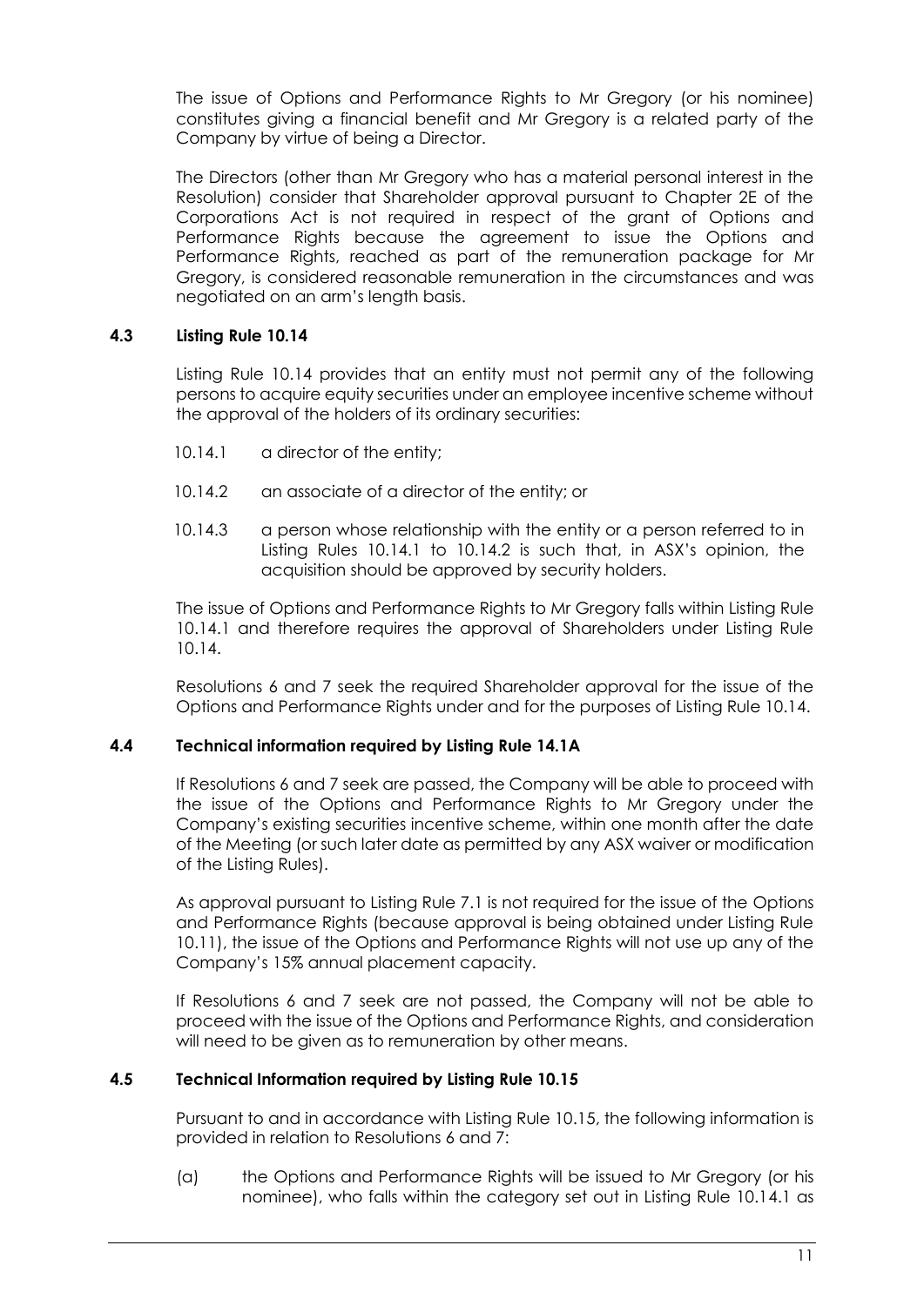The issue of Options and Performance Rights to Mr Gregory (or his nominee) constitutes giving a financial benefit and Mr Gregory is a related party of the Company by virtue of being a Director.

The Directors (other than Mr Gregory who has a material personal interest in the Resolution) consider that Shareholder approval pursuant to Chapter 2E of the Corporations Act is not required in respect of the grant of Options and Performance Rights because the agreement to issue the Options and Performance Rights, reached as part of the remuneration package for Mr Gregory, is considered reasonable remuneration in the circumstances and was negotiated on an arm's length basis.

### 4.3 Listing Rule 10.14

Listing Rule 10.14 provides that an entity must not permit any of the following persons to acquire equity securities under an employee incentive scheme without the approval of the holders of its ordinary securities:

10.14.1 a director of the entity;

10.14.2 an associate of a director of the entity; or

10.14.3 a person whose relationship with the entity or a person referred to in Listing Rules 10.14.1 to 10.14.2 is such that, in ASX's opinion, the acquisition should be approved by security holders.

The issue of Options and Performance Rights to Mr Gregory falls within Listing Rule 10.14.1 and therefore requires the approval of Shareholders under Listing Rule 10.14.

Resolutions 6 and 7 seek the required Shareholder approval for the issue of the Options and Performance Rights under and for the purposes of Listing Rule 10.14.

### 4.4 Technical information required by Listing Rule 14.1A

If Resolutions 6 and 7 seek are passed, the Company will be able to proceed with the issue of the Options and Performance Rights to Mr Gregory under the Company's existing securities incentive scheme, within one month after the date of the Meeting (or such later date as permitted by any ASX waiver or modification of the Listing Rules).

As approval pursuant to Listing Rule 7.1 is not required for the issue of the Options and Performance Rights (because approval is being obtained under Listing Rule 10.11), the issue of the Options and Performance Rights will not use up any of the Company's 15% annual placement capacity.

If Resolutions 6 and 7 seek are not passed, the Company will not be able to proceed with the issue of the Options and Performance Rights, and consideration will need to be given as to remuneration by other means.

### 4.5 Technical Information required by Listing Rule 10.15

Pursuant to and in accordance with Listing Rule 10.15, the following information is provided in relation to Resolutions 6 and 7:

(a) the Options and Performance Rights will be issued to Mr Gregory (or his nominee), who falls within the category set out in Listing Rule 10.14.1 as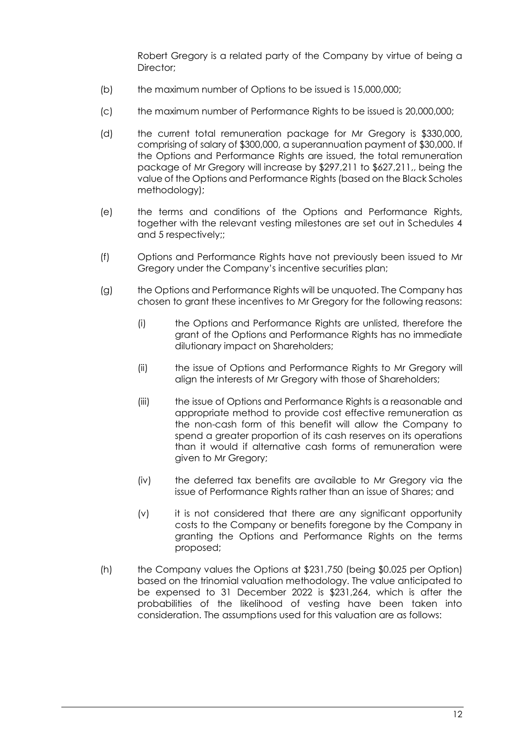Robert Gregory is a related party of the Company by virtue of being a Director;

(b) the maximum number of Options to be issued is 15,000,000;

(c) the maximum number of Performance Rights to be issued is 20,000,000;

(d) the current total remuneration package for Mr Gregory is $330,000, comprising of salary of $300,000, a superannuation payment of $30,000. If the Options and Performance Rights are issued, the total remuneration package of Mr Gregory will increase by $297,211 to $627,211,, being the value of the Options and Performance Rights (based on the Black Scholes methodology);

(e) the terms and conditions of the Options and Performance Rights, together with the relevant vesting milestones are set out in Schedules 4 and 5 respectively;;

(f) Options and Performance Rights have not previously been issued to Mr Gregory under the Company's incentive securities plan;

(g) the Options and Performance Rights will be unquoted. The Company has chosen to grant these incentives to Mr Gregory for the following reasons:

  (i) the Options and Performance Rights are unlisted, therefore the grant of the Options and Performance Rights has no immediate dilutionary impact on Shareholders;

  (ii) the issue of Options and Performance Rights to Mr Gregory will align the interests of Mr Gregory with those of Shareholders;

  (iii) the issue of Options and Performance Rights is a reasonable and appropriate method to provide cost effective remuneration as the non-cash form of this benefit will allow the Company to spend a greater proportion of its cash reserves on its operations than it would if alternative cash forms of remuneration were given to Mr Gregory;

  (iv) the deferred tax benefits are available to Mr Gregory via the issue of Performance Rights rather than an issue of Shares; and

  (v) it is not considered that there are any significant opportunity costs to the Company or benefits foregone by the Company in granting the Options and Performance Rights on the terms proposed;

(h) the Company values the Options at $231,750 (being $0.025 per Option) based on the trinomial valuation methodology. The value anticipated to be expensed to 31 December 2022 is $231,264, which is after the probabilities of the likelihood of vesting have been taken into consideration. The assumptions used for this valuation are as follows: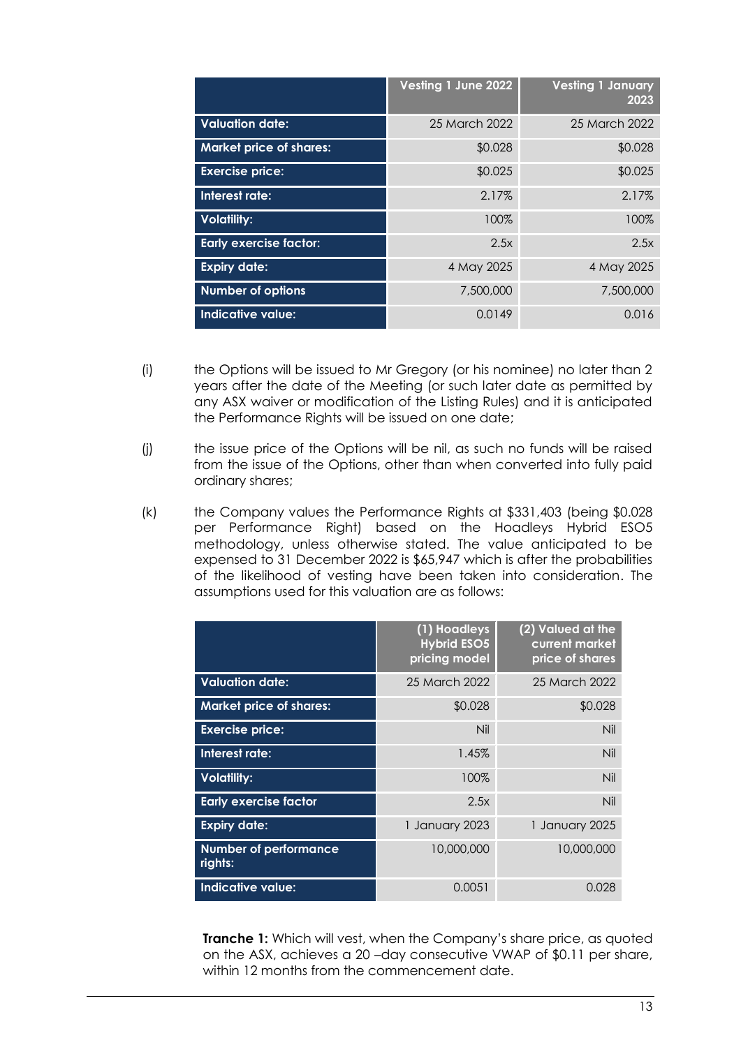| | Vesting 1 June 2022 | Vesting 1 January 2023 |
|---|---|---|
| **Valuation date:** | 25 March 2022 | 25 March 2022 |
| **Market price of shares:** | $0.028 | $0.028 |
| **Exercise price:** | $0.025 | $0.025 |
| **Interest rate:** | 2.17% | 2.17% |
| **Volatility:** | 100% | 100% |
| **Early exercise factor:** | 2.5x | 2.5x |
| **Expiry date:** | 4 May 2025 | 4 May 2025 |
| **Number of options** | 7,500,000 | 7,500,000 |
| **Indicative value:** | 0.0149 | 0.016 |

(i) the Options will be issued to Mr Gregory (or his nominee) no later than 2 years after the date of the Meeting (or such later date as permitted by any ASX waiver or modification of the Listing Rules) and it is anticipated the Performance Rights will be issued on one date;

(j) the issue price of the Options will be nil, as such no funds will be raised from the issue of the Options, other than when converted into fully paid ordinary shares;

(k) the Company values the Performance Rights at $331,403 (being $0.028 per Performance Right) based on the Hoadleys Hybrid ESO5 methodology, unless otherwise stated. The value anticipated to be expensed to 31 December 2022 is $65,947 which is after the probabilities of the likelihood of vesting have been taken into consideration. The assumptions used for this valuation are as follows:

| | (1) Hoadleys Hybrid ESO5 pricing model | (2) Valued at the current market price of shares |
|---|---|---|
| **Valuation date:** | 25 March 2022 | 25 March 2022 |
| **Market price of shares:** | $0.028 | $0.028 |
| **Exercise price:** | Nil | Nil |
| **Interest rate:** | 1.45% | Nil |
| **Volatility:** | 100% | Nil |
| **Early exercise factor** | 2.5x | Nil |
| **Expiry date:** | 1 January 2023 | 1 January 2025 |
| **Number of performance rights:** | 10,000,000 | 10,000,000 |
| **Indicative value:** | 0.0051 | 0.028 |

**Tranche 1:** Which will vest, when the Company's share price, as quoted on the ASX, achieves a 20 –day consecutive VWAP of $0.11 per share, within 12 months from the commencement date.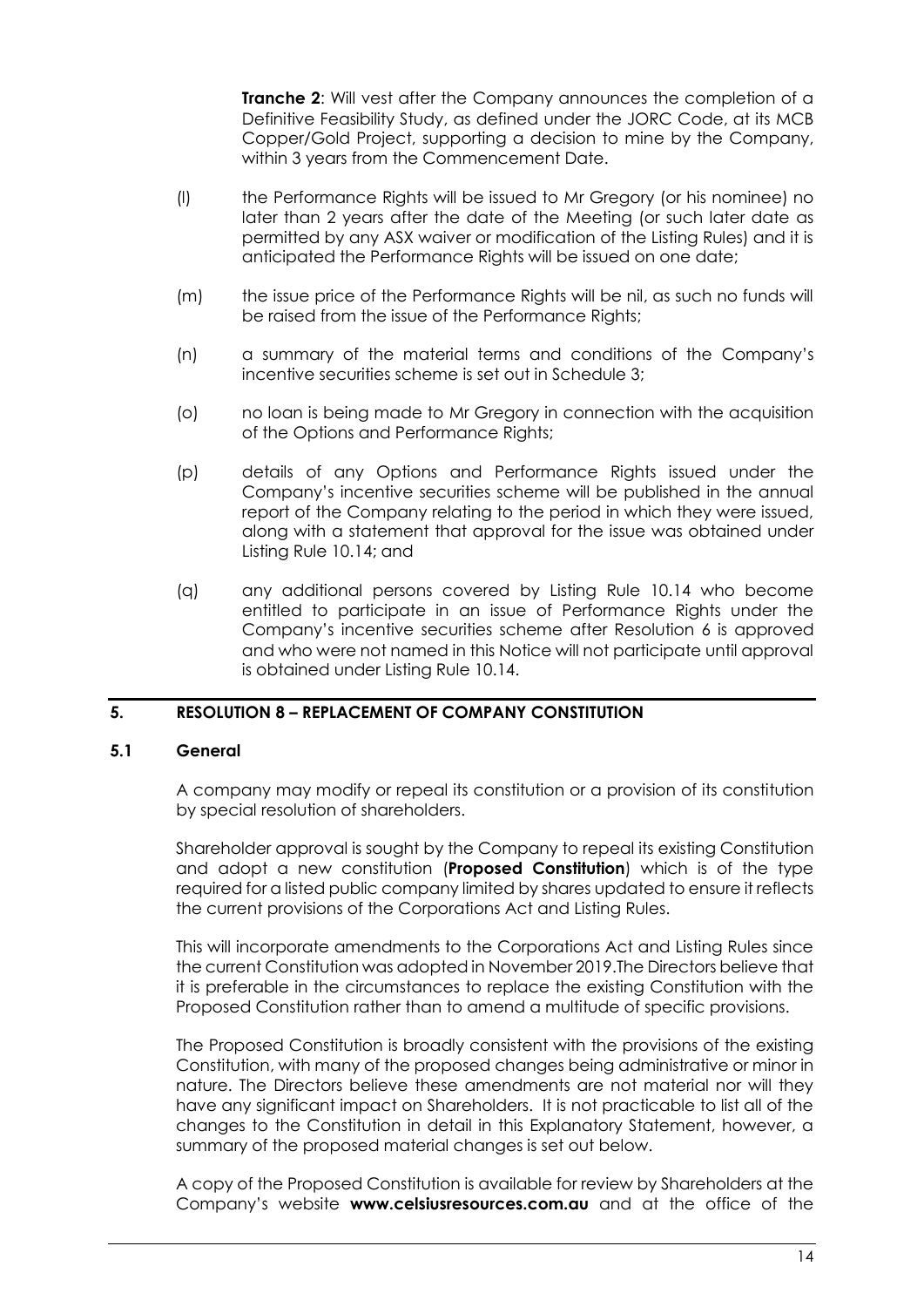**Tranche 2**: Will vest after the Company announces the completion of a Definitive Feasibility Study, as defined under the JORC Code, at its MCB Copper/Gold Project, supporting a decision to mine by the Company, within 3 years from the Commencement Date.

(l) the Performance Rights will be issued to Mr Gregory (or his nominee) no later than 2 years after the date of the Meeting (or such later date as permitted by any ASX waiver or modification of the Listing Rules) and it is anticipated the Performance Rights will be issued on one date;

(m) the issue price of the Performance Rights will be nil, as such no funds will be raised from the issue of the Performance Rights;

(n) a summary of the material terms and conditions of the Company's incentive securities scheme is set out in Schedule 3;

(o) no loan is being made to Mr Gregory in connection with the acquisition of the Options and Performance Rights;

(p) details of any Options and Performance Rights issued under the Company's incentive securities scheme will be published in the annual report of the Company relating to the period in which they were issued, along with a statement that approval for the issue was obtained under Listing Rule 10.14; and

(q) any additional persons covered by Listing Rule 10.14 who become entitled to participate in an issue of Performance Rights under the Company's incentive securities scheme after Resolution 6 is approved and who were not named in this Notice will not participate until approval is obtained under Listing Rule 10.14.

## 5. RESOLUTION 8 – REPLACEMENT OF COMPANY CONSTITUTION

### 5.1 General

A company may modify or repeal its constitution or a provision of its constitution by special resolution of shareholders.

Shareholder approval is sought by the Company to repeal its existing Constitution and adopt a new constitution (**Proposed Constitution**) which is of the type required for a listed public company limited by shares updated to ensure it reflects the current provisions of the Corporations Act and Listing Rules.

This will incorporate amendments to the Corporations Act and Listing Rules since the current Constitution was adopted in November 2019.The Directors believe that it is preferable in the circumstances to replace the existing Constitution with the Proposed Constitution rather than to amend a multitude of specific provisions.

The Proposed Constitution is broadly consistent with the provisions of the existing Constitution, with many of the proposed changes being administrative or minor in nature. The Directors believe these amendments are not material nor will they have any significant impact on Shareholders. It is not practicable to list all of the changes to the Constitution in detail in this Explanatory Statement, however, a summary of the proposed material changes is set out below.

A copy of the Proposed Constitution is available for review by Shareholders at the Company's website **www.celsiusresources.com.au** and at the office of the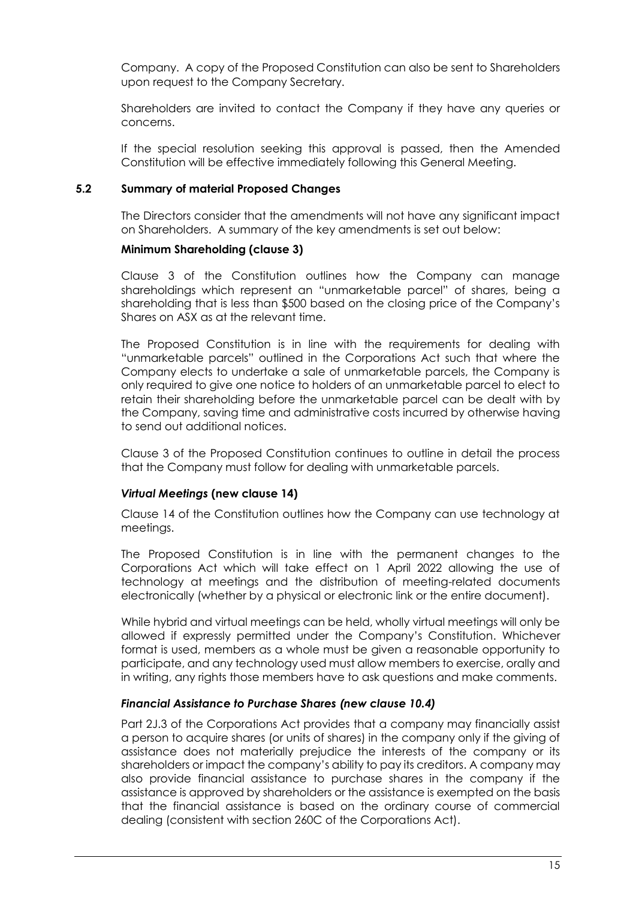Company. A copy of the Proposed Constitution can also be sent to Shareholders upon request to the Company Secretary.

Shareholders are invited to contact the Company if they have any queries or concerns.

If the special resolution seeking this approval is passed, then the Amended Constitution will be effective immediately following this General Meeting.

### 5.2 Summary of material Proposed Changes

The Directors consider that the amendments will not have any significant impact on Shareholders. A summary of the key amendments is set out below:

**Minimum Shareholding (clause 3)**

Clause 3 of the Constitution outlines how the Company can manage shareholdings which represent an "unmarketable parcel" of shares, being a shareholding that is less than $500 based on the closing price of the Company's Shares on ASX as at the relevant time.

The Proposed Constitution is in line with the requirements for dealing with "unmarketable parcels" outlined in the Corporations Act such that where the Company elects to undertake a sale of unmarketable parcels, the Company is only required to give one notice to holders of an unmarketable parcel to elect to retain their shareholding before the unmarketable parcel can be dealt with by the Company, saving time and administrative costs incurred by otherwise having to send out additional notices.

Clause 3 of the Proposed Constitution continues to outline in detail the process that the Company must follow for dealing with unmarketable parcels.

***Virtual Meetings* (new clause 14)**

Clause 14 of the Constitution outlines how the Company can use technology at meetings.

The Proposed Constitution is in line with the permanent changes to the Corporations Act which will take effect on 1 April 2022 allowing the use of technology at meetings and the distribution of meeting-related documents electronically (whether by a physical or electronic link or the entire document).

While hybrid and virtual meetings can be held, wholly virtual meetings will only be allowed if expressly permitted under the Company's Constitution. Whichever format is used, members as a whole must be given a reasonable opportunity to participate, and any technology used must allow members to exercise, orally and in writing, any rights those members have to ask questions and make comments.

***Financial Assistance to Purchase Shares (new clause 10.4)***

Part 2J.3 of the Corporations Act provides that a company may financially assist a person to acquire shares (or units of shares) in the company only if the giving of assistance does not materially prejudice the interests of the company or its shareholders or impact the company's ability to pay its creditors. A company may also provide financial assistance to purchase shares in the company if the assistance is approved by shareholders or the assistance is exempted on the basis that the financial assistance is based on the ordinary course of commercial dealing (consistent with section 260C of the Corporations Act).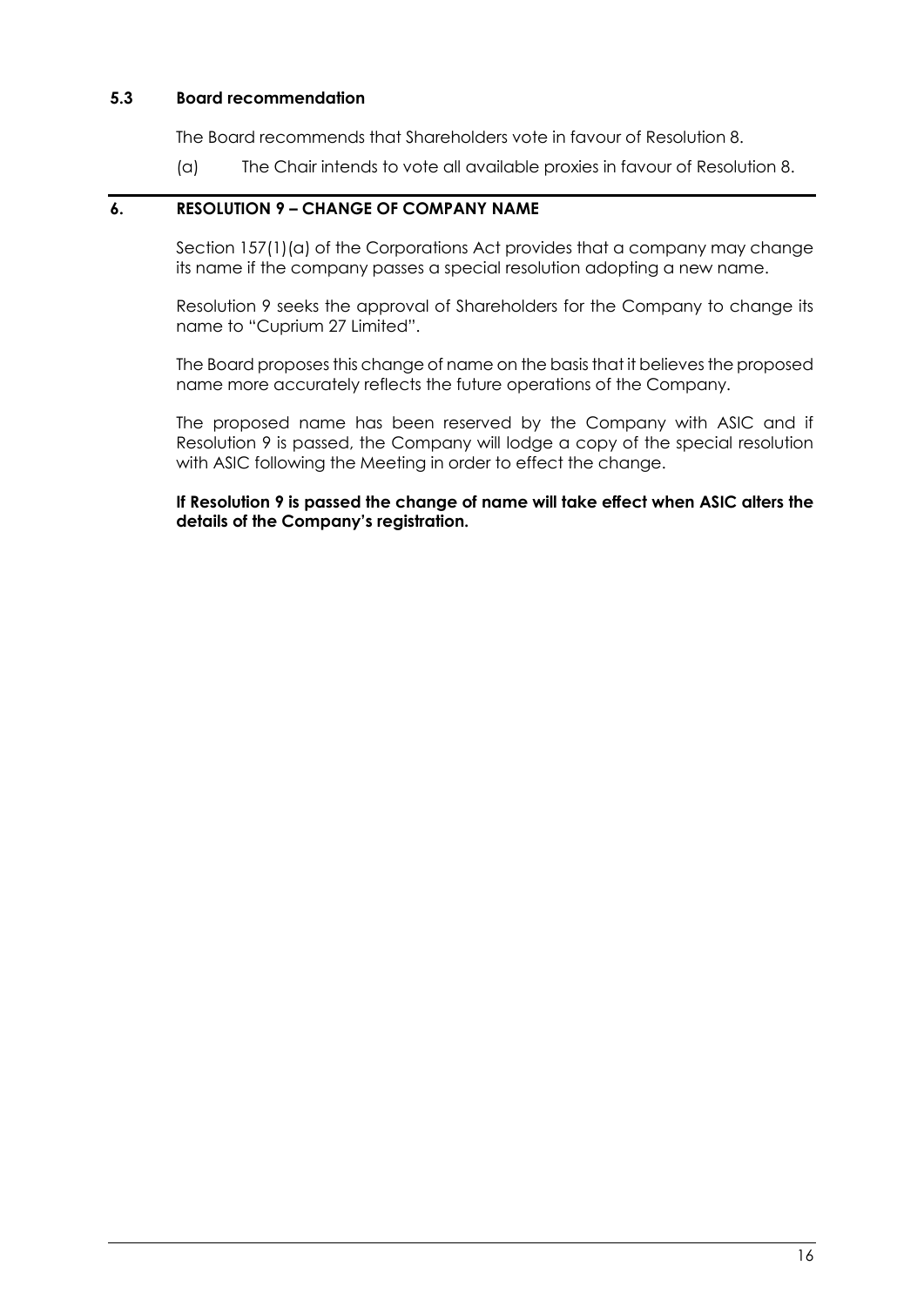### 5.3 Board recommendation

The Board recommends that Shareholders vote in favour of Resolution 8.

(a) The Chair intends to vote all available proxies in favour of Resolution 8.

## 6. RESOLUTION 9 – CHANGE OF COMPANY NAME

Section 157(1)(a) of the Corporations Act provides that a company may change its name if the company passes a special resolution adopting a new name.

Resolution 9 seeks the approval of Shareholders for the Company to change its name to "Cuprium 27 Limited".

The Board proposes this change of name on the basis that it believes the proposed name more accurately reflects the future operations of the Company.

The proposed name has been reserved by the Company with ASIC and if Resolution 9 is passed, the Company will lodge a copy of the special resolution with ASIC following the Meeting in order to effect the change.

**If Resolution 9 is passed the change of name will take effect when ASIC alters the details of the Company's registration.**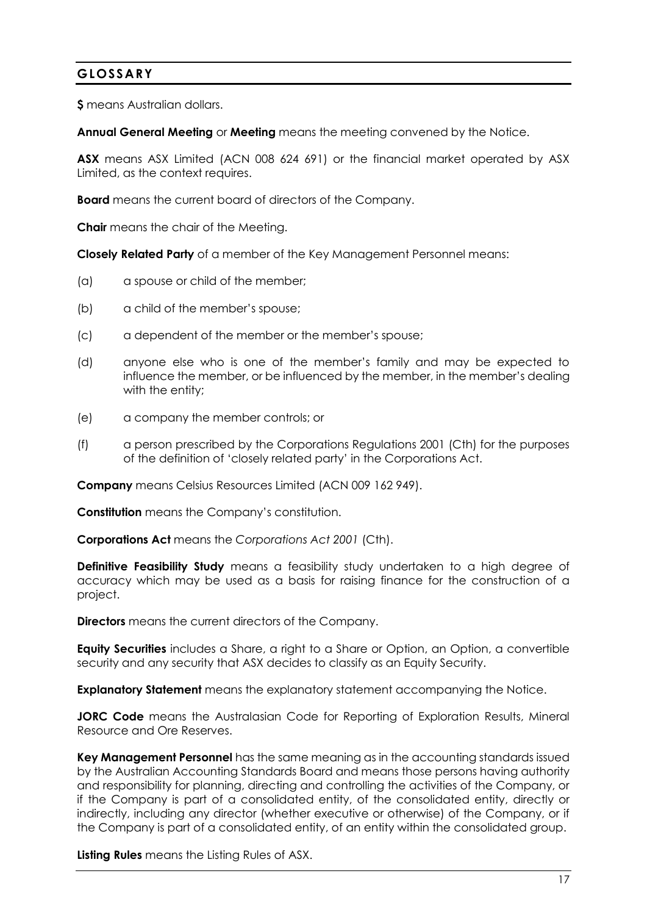## GLOSSARY

**$** means Australian dollars.

**Annual General Meeting** or **Meeting** means the meeting convened by the Notice.

**ASX** means ASX Limited (ACN 008 624 691) or the financial market operated by ASX Limited, as the context requires.

**Board** means the current board of directors of the Company.

**Chair** means the chair of the Meeting.

**Closely Related Party** of a member of the Key Management Personnel means:

(a) a spouse or child of the member;

(b) a child of the member's spouse;

(c) a dependent of the member or the member's spouse;

(d) anyone else who is one of the member's family and may be expected to influence the member, or be influenced by the member, in the member's dealing with the entity;

(e) a company the member controls; or

(f) a person prescribed by the Corporations Regulations 2001 (Cth) for the purposes of the definition of 'closely related party' in the Corporations Act.

**Company** means Celsius Resources Limited (ACN 009 162 949).

**Constitution** means the Company's constitution.

**Corporations Act** means the *Corporations Act 2001* (Cth).

**Definitive Feasibility Study** means a feasibility study undertaken to a high degree of accuracy which may be used as a basis for raising finance for the construction of a project.

**Directors** means the current directors of the Company.

**Equity Securities** includes a Share, a right to a Share or Option, an Option, a convertible security and any security that ASX decides to classify as an Equity Security.

**Explanatory Statement** means the explanatory statement accompanying the Notice.

**JORC Code** means the Australasian Code for Reporting of Exploration Results, Mineral Resource and Ore Reserves.

**Key Management Personnel** has the same meaning as in the accounting standards issued by the Australian Accounting Standards Board and means those persons having authority and responsibility for planning, directing and controlling the activities of the Company, or if the Company is part of a consolidated entity, of the consolidated entity, directly or indirectly, including any director (whether executive or otherwise) of the Company, or if the Company is part of a consolidated entity, of an entity within the consolidated group.

**Listing Rules** means the Listing Rules of ASX.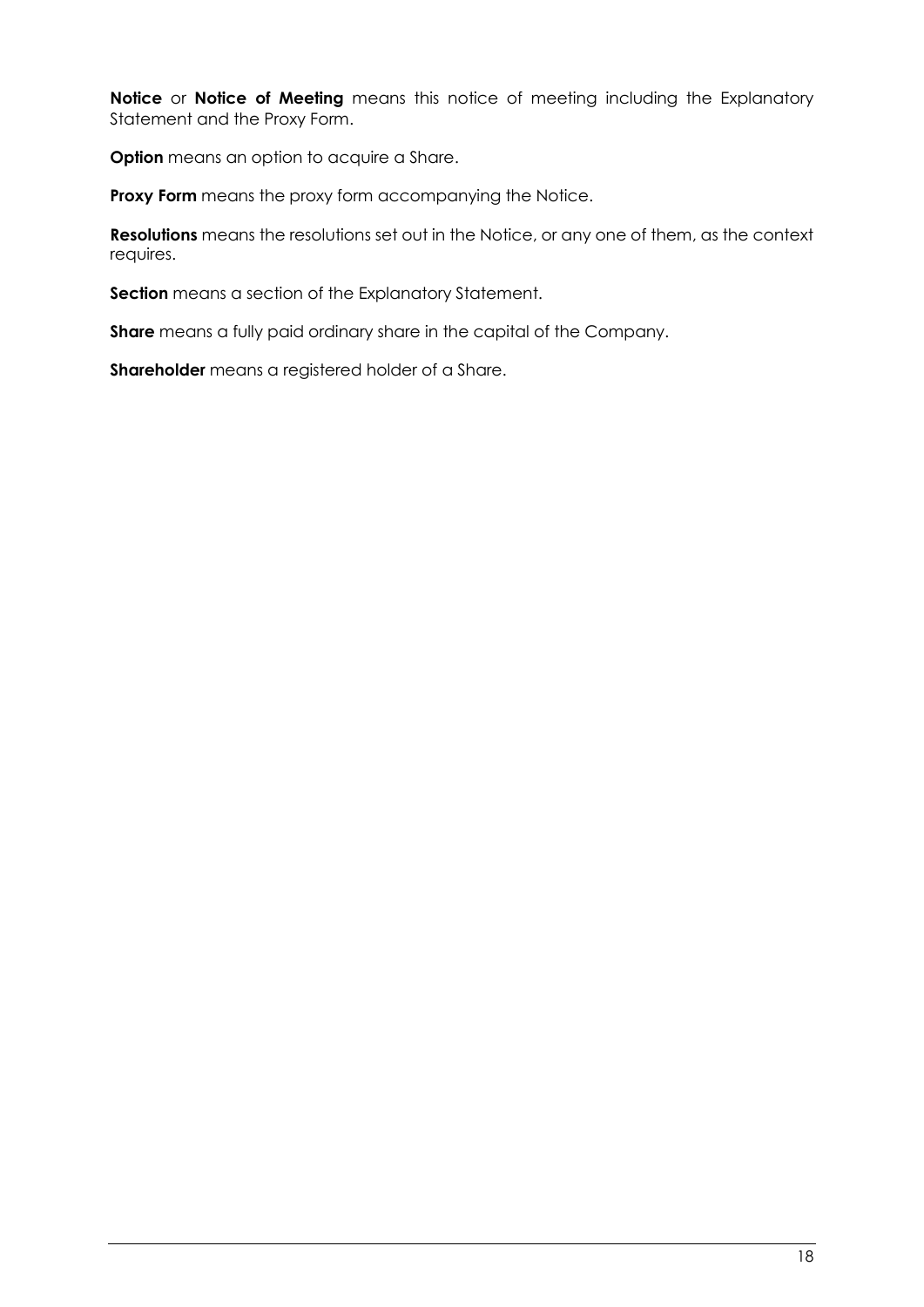**Notice** or **Notice of Meeting** means this notice of meeting including the Explanatory Statement and the Proxy Form.

**Option** means an option to acquire a Share.

**Proxy Form** means the proxy form accompanying the Notice.

**Resolutions** means the resolutions set out in the Notice, or any one of them, as the context requires.

**Section** means a section of the Explanatory Statement.

**Share** means a fully paid ordinary share in the capital of the Company.

**Shareholder** means a registered holder of a Share.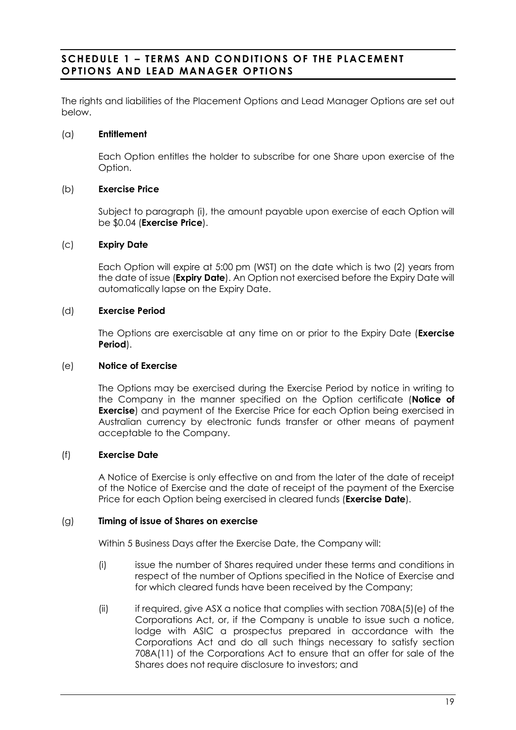## SCHEDULE 1 – TERMS AND CONDITIONS OF THE PLACEMENT OPTIONS AND LEAD MANAGER OPTIONS

The rights and liabilities of the Placement Options and Lead Manager Options are set out below.

(a) **Entitlement**

Each Option entitles the holder to subscribe for one Share upon exercise of the Option.

(b) **Exercise Price**

Subject to paragraph (i), the amount payable upon exercise of each Option will be $0.04 (**Exercise Price**).

(c) **Expiry Date**

Each Option will expire at 5:00 pm (WST) on the date which is two (2) years from the date of issue (**Expiry Date**). An Option not exercised before the Expiry Date will automatically lapse on the Expiry Date.

(d) **Exercise Period**

The Options are exercisable at any time on or prior to the Expiry Date (**Exercise Period**).

(e) **Notice of Exercise**

The Options may be exercised during the Exercise Period by notice in writing to the Company in the manner specified on the Option certificate (**Notice of Exercise**) and payment of the Exercise Price for each Option being exercised in Australian currency by electronic funds transfer or other means of payment acceptable to the Company.

(f) **Exercise Date**

A Notice of Exercise is only effective on and from the later of the date of receipt of the Notice of Exercise and the date of receipt of the payment of the Exercise Price for each Option being exercised in cleared funds (**Exercise Date**).

(g) **Timing of issue of Shares on exercise**

Within 5 Business Days after the Exercise Date, the Company will:

(i) issue the number of Shares required under these terms and conditions in respect of the number of Options specified in the Notice of Exercise and for which cleared funds have been received by the Company;

(ii) if required, give ASX a notice that complies with section 708A(5)(e) of the Corporations Act, or, if the Company is unable to issue such a notice, lodge with ASIC a prospectus prepared in accordance with the Corporations Act and do all such things necessary to satisfy section 708A(11) of the Corporations Act to ensure that an offer for sale of the Shares does not require disclosure to investors; and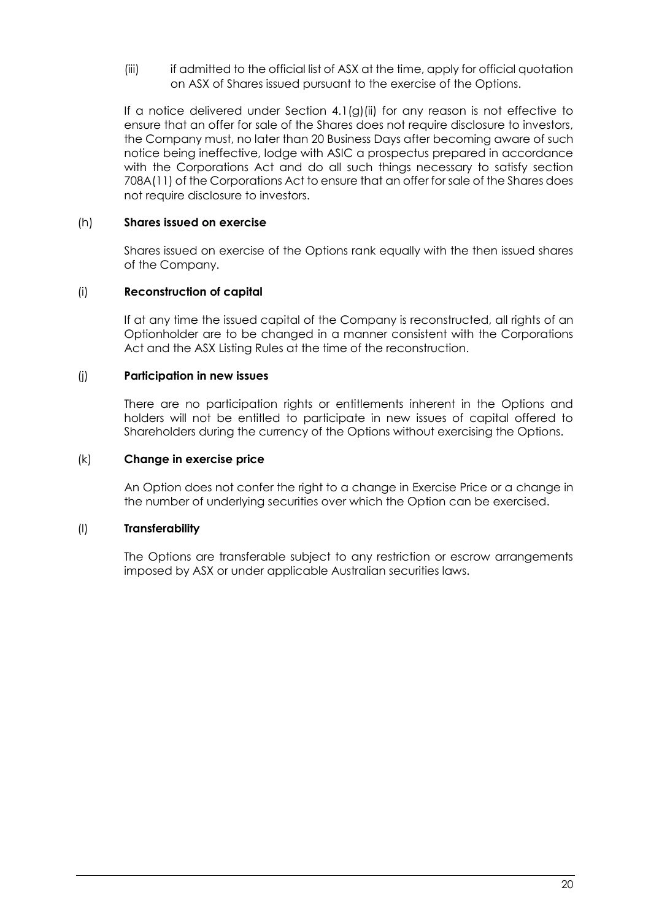(iii) if admitted to the official list of ASX at the time, apply for official quotation on ASX of Shares issued pursuant to the exercise of the Options.

If a notice delivered under Section 4.1(g)(ii) for any reason is not effective to ensure that an offer for sale of the Shares does not require disclosure to investors, the Company must, no later than 20 Business Days after becoming aware of such notice being ineffective, lodge with ASIC a prospectus prepared in accordance with the Corporations Act and do all such things necessary to satisfy section 708A(11) of the Corporations Act to ensure that an offer for sale of the Shares does not require disclosure to investors.

(h) **Shares issued on exercise**

Shares issued on exercise of the Options rank equally with the then issued shares of the Company.

(i) **Reconstruction of capital**

If at any time the issued capital of the Company is reconstructed, all rights of an Optionholder are to be changed in a manner consistent with the Corporations Act and the ASX Listing Rules at the time of the reconstruction.

(j) **Participation in new issues**

There are no participation rights or entitlements inherent in the Options and holders will not be entitled to participate in new issues of capital offered to Shareholders during the currency of the Options without exercising the Options.

(k) **Change in exercise price**

An Option does not confer the right to a change in Exercise Price or a change in the number of underlying securities over which the Option can be exercised.

(l) **Transferability**

The Options are transferable subject to any restriction or escrow arrangements imposed by ASX or under applicable Australian securities laws.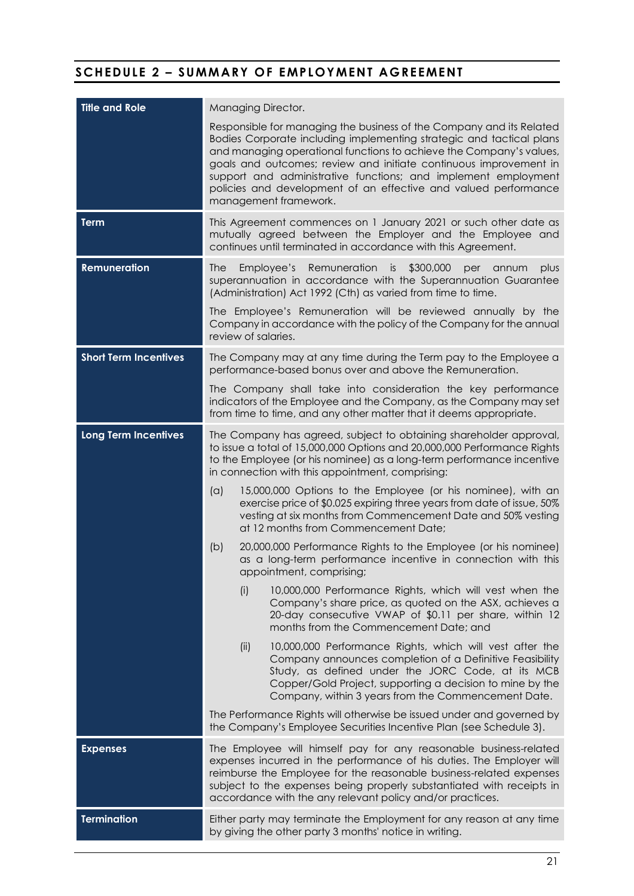## SCHEDULE 2 – SUMMARY OF EMPLOYMENT AGREEMENT

| | |
|---|---|
| **Title and Role** | Managing Director.<br><br>Responsible for managing the business of the Company and its Related Bodies Corporate including implementing strategic and tactical plans and managing operational functions to achieve the Company's values, goals and outcomes; review and initiate continuous improvement in support and administrative functions; and implement employment policies and development of an effective and valued performance management framework. |
| **Term** | This Agreement commences on 1 January 2021 or such other date as mutually agreed between the Employer and the Employee and continues until terminated in accordance with this Agreement. |
| **Remuneration** | The Employee's Remuneration is $300,000 per annum plus superannuation in accordance with the Superannuation Guarantee (Administration) Act 1992 (Cth) as varied from time to time.<br><br>The Employee's Remuneration will be reviewed annually by the Company in accordance with the policy of the Company for the annual review of salaries. |
| **Short Term Incentives** | The Company may at any time during the Term pay to the Employee a performance-based bonus over and above the Remuneration.<br><br>The Company shall take into consideration the key performance indicators of the Employee and the Company, as the Company may set from time to time, and any other matter that it deems appropriate. |
| **Long Term Incentives** | The Company has agreed, subject to obtaining shareholder approval, to issue a total of 15,000,000 Options and 20,000,000 Performance Rights to the Employee (or his nominee) as a long-term performance incentive in connection with this appointment, comprising:<br><br>(a) 15,000,000 Options to the Employee (or his nominee), with an exercise price of $0.025 expiring three years from date of issue, 50% vesting at six months from Commencement Date and 50% vesting at 12 months from Commencement Date;<br><br>(b) 20,000,000 Performance Rights to the Employee (or his nominee) as a long-term performance incentive in connection with this appointment, comprising;<br><br>(i) 10,000,000 Performance Rights, which will vest when the Company's share price, as quoted on the ASX, achieves a 20-day consecutive VWAP of $0.11 per share, within 12 months from the Commencement Date; and<br><br>(ii) 10,000,000 Performance Rights, which will vest after the Company announces completion of a Definitive Feasibility Study, as defined under the JORC Code, at its MCB Copper/Gold Project, supporting a decision to mine by the Company, within 3 years from the Commencement Date.<br><br>The Performance Rights will otherwise be issued under and governed by the Company's Employee Securities Incentive Plan (see Schedule 3). |
| **Expenses** | The Employee will himself pay for any reasonable business-related expenses incurred in the performance of his duties. The Employer will reimburse the Employee for the reasonable business-related expenses subject to the expenses being properly substantiated with receipts in accordance with the any relevant policy and/or practices. |
| **Termination** | Either party may terminate the Employment for any reason at any time by giving the other party 3 months' notice in writing. |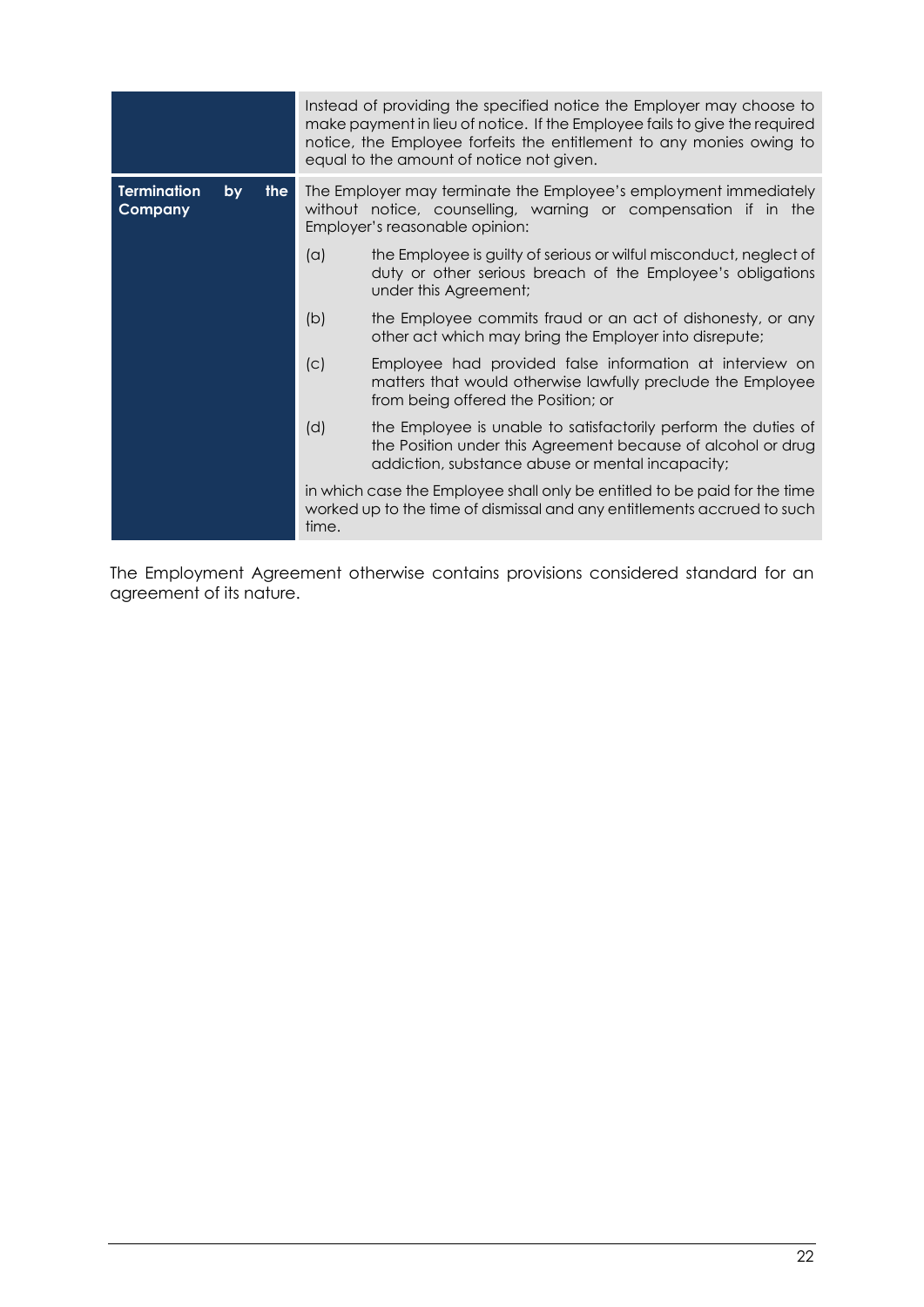| | |
|---|---|
| | Instead of providing the specified notice the Employer may choose to make payment in lieu of notice. If the Employee fails to give the required notice, the Employee forfeits the entitlement to any monies owing to equal to the amount of notice not given. |
| **Termination by the Company** | The Employer may terminate the Employee's employment immediately without notice, counselling, warning or compensation if in the Employer's reasonable opinion:<br><br>(a) the Employee is guilty of serious or wilful misconduct, neglect of duty or other serious breach of the Employee's obligations under this Agreement;<br><br>(b) the Employee commits fraud or an act of dishonesty, or any other act which may bring the Employer into disrepute;<br><br>(c) Employee had provided false information at interview on matters that would otherwise lawfully preclude the Employee from being offered the Position; or<br><br>(d) the Employee is unable to satisfactorily perform the duties of the Position under this Agreement because of alcohol or drug addiction, substance abuse or mental incapacity;<br><br>in which case the Employee shall only be entitled to be paid for the time worked up to the time of dismissal and any entitlements accrued to such time. |

The Employment Agreement otherwise contains provisions considered standard for an agreement of its nature.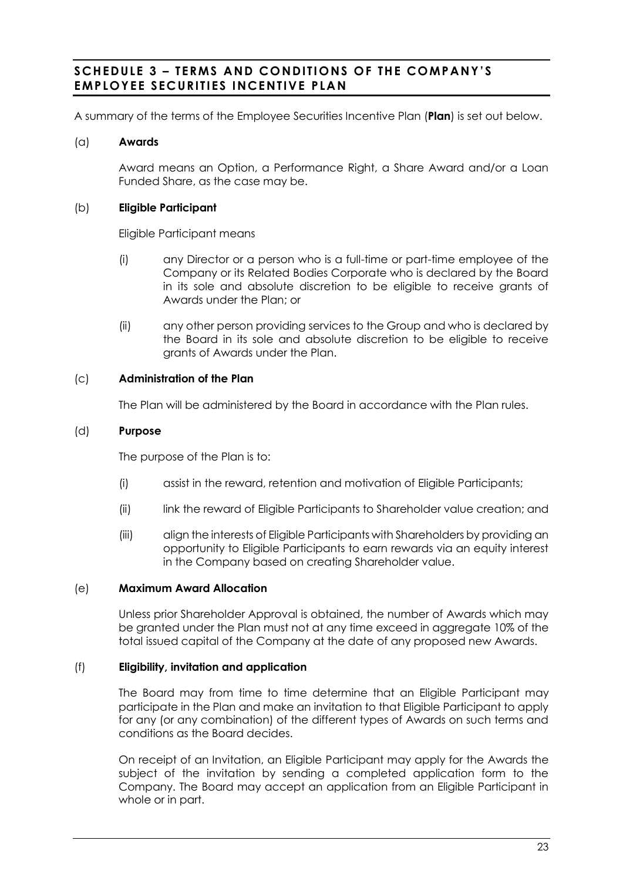## SCHEDULE 3 – TERMS AND CONDITIONS OF THE COMPANY'S EMPLOYEE SECURITIES INCENTIVE PLAN

A summary of the terms of the Employee Securities Incentive Plan (**Plan**) is set out below.

(a) **Awards**

Award means an Option, a Performance Right, a Share Award and/or a Loan Funded Share, as the case may be.

(b) **Eligible Participant**

Eligible Participant means

(i) any Director or a person who is a full-time or part-time employee of the Company or its Related Bodies Corporate who is declared by the Board in its sole and absolute discretion to be eligible to receive grants of Awards under the Plan; or

(ii) any other person providing services to the Group and who is declared by the Board in its sole and absolute discretion to be eligible to receive grants of Awards under the Plan.

(c) **Administration of the Plan**

The Plan will be administered by the Board in accordance with the Plan rules.

(d) **Purpose**

The purpose of the Plan is to:

(i) assist in the reward, retention and motivation of Eligible Participants;

(ii) link the reward of Eligible Participants to Shareholder value creation; and

(iii) align the interests of Eligible Participants with Shareholders by providing an opportunity to Eligible Participants to earn rewards via an equity interest in the Company based on creating Shareholder value.

(e) **Maximum Award Allocation**

Unless prior Shareholder Approval is obtained, the number of Awards which may be granted under the Plan must not at any time exceed in aggregate 10% of the total issued capital of the Company at the date of any proposed new Awards.

(f) **Eligibility, invitation and application**

The Board may from time to time determine that an Eligible Participant may participate in the Plan and make an invitation to that Eligible Participant to apply for any (or any combination) of the different types of Awards on such terms and conditions as the Board decides.

On receipt of an Invitation, an Eligible Participant may apply for the Awards the subject of the invitation by sending a completed application form to the Company. The Board may accept an application from an Eligible Participant in whole or in part.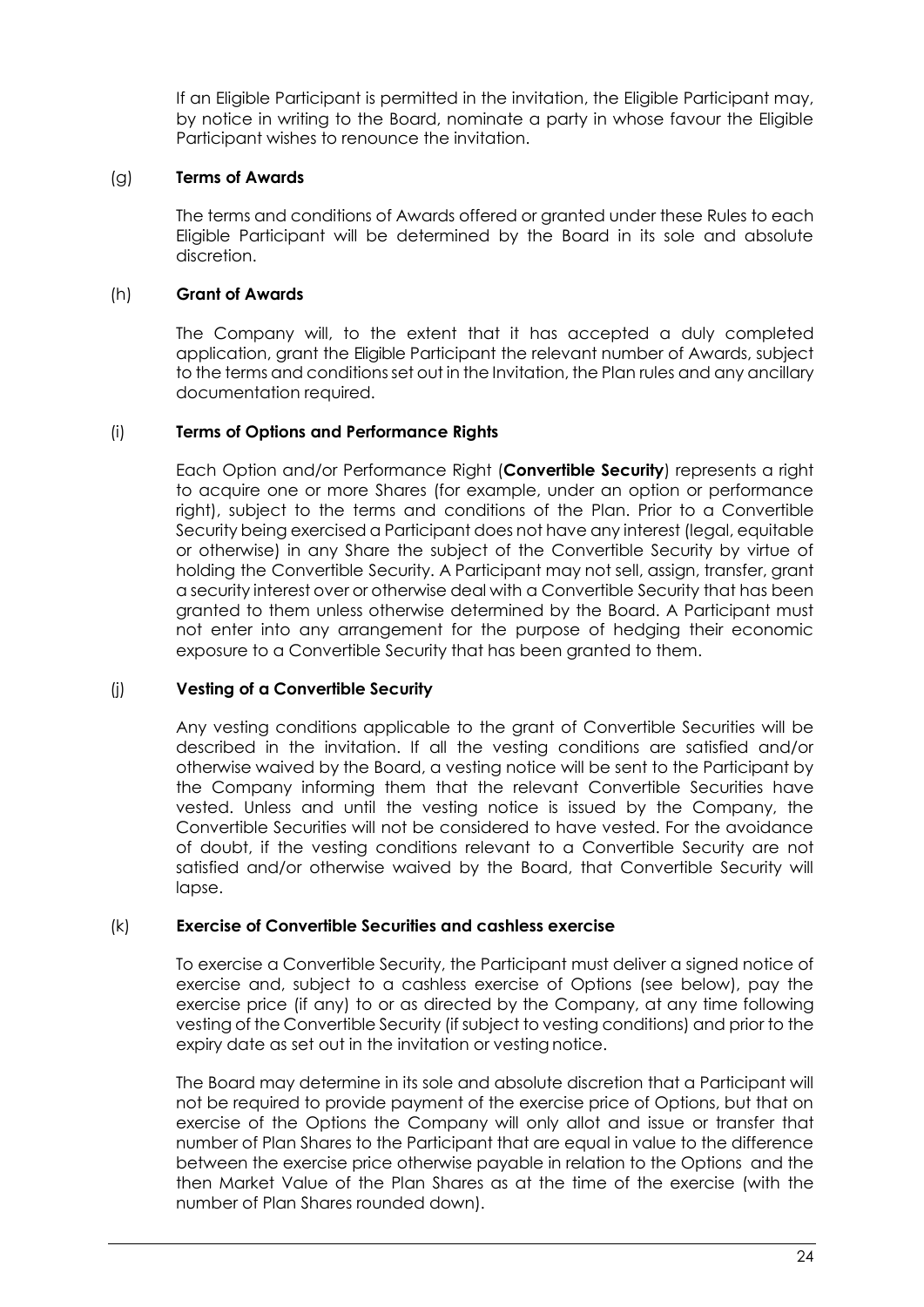If an Eligible Participant is permitted in the invitation, the Eligible Participant may, by notice in writing to the Board, nominate a party in whose favour the Eligible Participant wishes to renounce the invitation.

(g) **Terms of Awards**

The terms and conditions of Awards offered or granted under these Rules to each Eligible Participant will be determined by the Board in its sole and absolute discretion.

(h) **Grant of Awards**

The Company will, to the extent that it has accepted a duly completed application, grant the Eligible Participant the relevant number of Awards, subject to the terms and conditions set out in the Invitation, the Plan rules and any ancillary documentation required.

(i) **Terms of Options and Performance Rights**

Each Option and/or Performance Right (**Convertible Security**) represents a right to acquire one or more Shares (for example, under an option or performance right), subject to the terms and conditions of the Plan. Prior to a Convertible Security being exercised a Participant does not have any interest (legal, equitable or otherwise) in any Share the subject of the Convertible Security by virtue of holding the Convertible Security. A Participant may not sell, assign, transfer, grant a security interest over or otherwise deal with a Convertible Security that has been granted to them unless otherwise determined by the Board. A Participant must not enter into any arrangement for the purpose of hedging their economic exposure to a Convertible Security that has been granted to them.

(j) **Vesting of a Convertible Security**

Any vesting conditions applicable to the grant of Convertible Securities will be described in the invitation. If all the vesting conditions are satisfied and/or otherwise waived by the Board, a vesting notice will be sent to the Participant by the Company informing them that the relevant Convertible Securities have vested. Unless and until the vesting notice is issued by the Company, the Convertible Securities will not be considered to have vested. For the avoidance of doubt, if the vesting conditions relevant to a Convertible Security are not satisfied and/or otherwise waived by the Board, that Convertible Security will lapse.

(k) **Exercise of Convertible Securities and cashless exercise**

To exercise a Convertible Security, the Participant must deliver a signed notice of exercise and, subject to a cashless exercise of Options (see below), pay the exercise price (if any) to or as directed by the Company, at any time following vesting of the Convertible Security (if subject to vesting conditions) and prior to the expiry date as set out in the invitation or vesting notice.

The Board may determine in its sole and absolute discretion that a Participant will not be required to provide payment of the exercise price of Options, but that on exercise of the Options the Company will only allot and issue or transfer that number of Plan Shares to the Participant that are equal in value to the difference between the exercise price otherwise payable in relation to the Options and the then Market Value of the Plan Shares as at the time of the exercise (with the number of Plan Shares rounded down).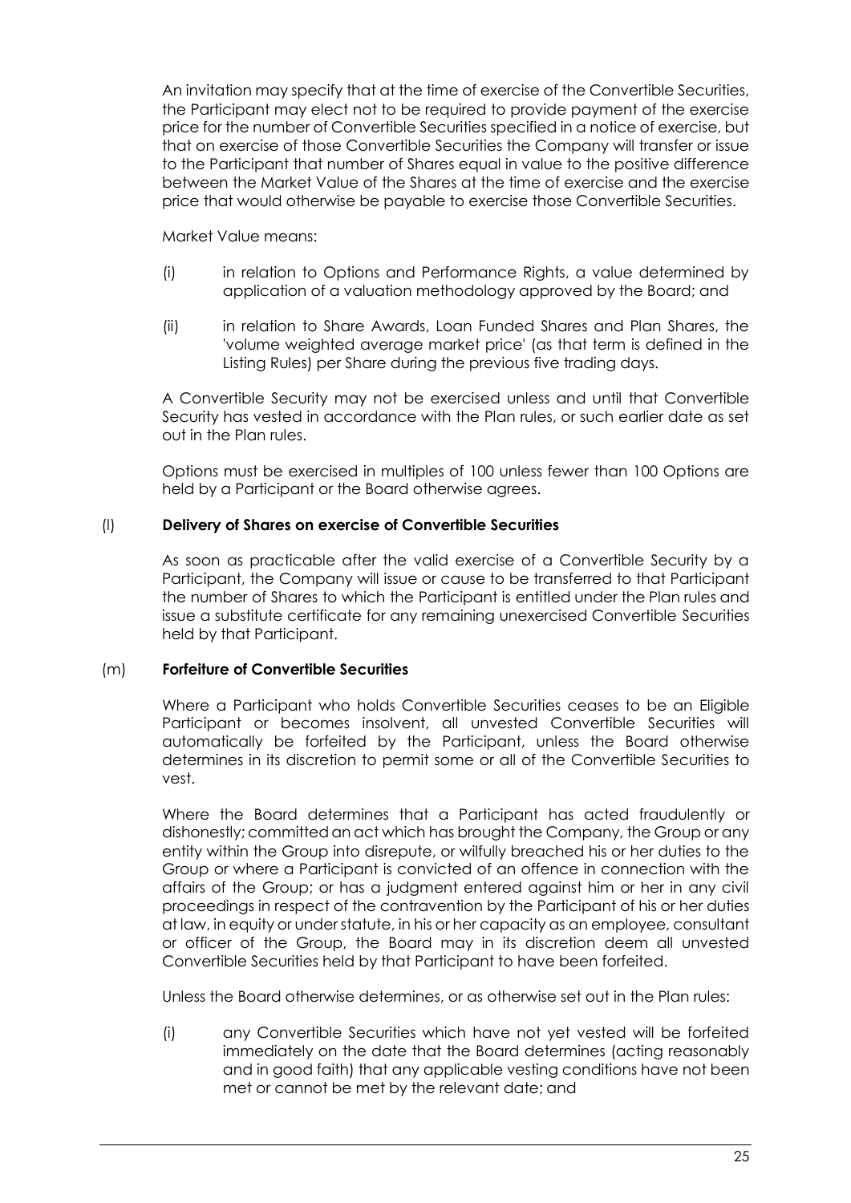An invitation may specify that at the time of exercise of the Convertible Securities, the Participant may elect not to be required to provide payment of the exercise price for the number of Convertible Securities specified in a notice of exercise, but that on exercise of those Convertible Securities the Company will transfer or issue to the Participant that number of Shares equal in value to the positive difference between the Market Value of the Shares at the time of exercise and the exercise price that would otherwise be payable to exercise those Convertible Securities.

Market Value means:

(i) in relation to Options and Performance Rights, a value determined by application of a valuation methodology approved by the Board; and

(ii) in relation to Share Awards, Loan Funded Shares and Plan Shares, the 'volume weighted average market price' (as that term is defined in the Listing Rules) per Share during the previous five trading days.

A Convertible Security may not be exercised unless and until that Convertible Security has vested in accordance with the Plan rules, or such earlier date as set out in the Plan rules.

Options must be exercised in multiples of 100 unless fewer than 100 Options are held by a Participant or the Board otherwise agrees.

(l) **Delivery of Shares on exercise of Convertible Securities**

As soon as practicable after the valid exercise of a Convertible Security by a Participant, the Company will issue or cause to be transferred to that Participant the number of Shares to which the Participant is entitled under the Plan rules and issue a substitute certificate for any remaining unexercised Convertible Securities held by that Participant.

(m) **Forfeiture of Convertible Securities**

Where a Participant who holds Convertible Securities ceases to be an Eligible Participant or becomes insolvent, all unvested Convertible Securities will automatically be forfeited by the Participant, unless the Board otherwise determines in its discretion to permit some or all of the Convertible Securities to vest.

Where the Board determines that a Participant has acted fraudulently or dishonestly; committed an act which has brought the Company, the Group or any entity within the Group into disrepute, or wilfully breached his or her duties to the Group or where a Participant is convicted of an offence in connection with the affairs of the Group; or has a judgment entered against him or her in any civil proceedings in respect of the contravention by the Participant of his or her duties at law, in equity or under statute, in his or her capacity as an employee, consultant or officer of the Group, the Board may in its discretion deem all unvested Convertible Securities held by that Participant to have been forfeited.

Unless the Board otherwise determines, or as otherwise set out in the Plan rules:

(i) any Convertible Securities which have not yet vested will be forfeited immediately on the date that the Board determines (acting reasonably and in good faith) that any applicable vesting conditions have not been met or cannot be met by the relevant date; and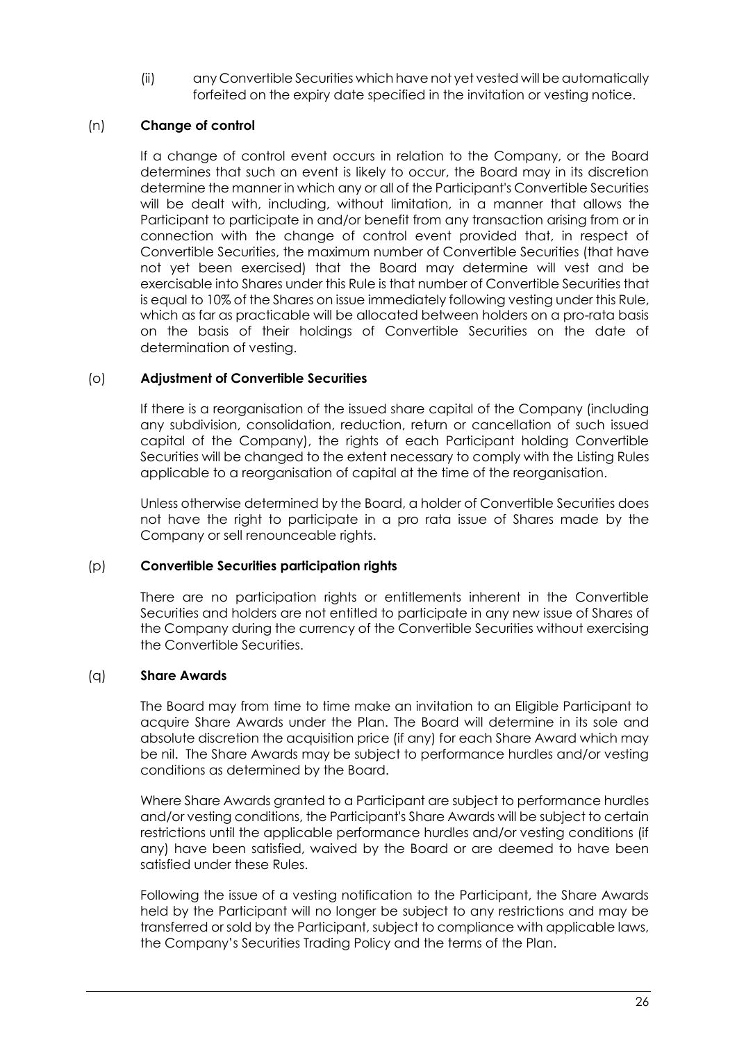(ii) any Convertible Securities which have not yet vested will be automatically forfeited on the expiry date specified in the invitation or vesting notice.

(n) **Change of control**

If a change of control event occurs in relation to the Company, or the Board determines that such an event is likely to occur, the Board may in its discretion determine the manner in which any or all of the Participant's Convertible Securities will be dealt with, including, without limitation, in a manner that allows the Participant to participate in and/or benefit from any transaction arising from or in connection with the change of control event provided that, in respect of Convertible Securities, the maximum number of Convertible Securities (that have not yet been exercised) that the Board may determine will vest and be exercisable into Shares under this Rule is that number of Convertible Securities that is equal to 10% of the Shares on issue immediately following vesting under this Rule, which as far as practicable will be allocated between holders on a pro-rata basis on the basis of their holdings of Convertible Securities on the date of determination of vesting.

(o) **Adjustment of Convertible Securities**

If there is a reorganisation of the issued share capital of the Company (including any subdivision, consolidation, reduction, return or cancellation of such issued capital of the Company), the rights of each Participant holding Convertible Securities will be changed to the extent necessary to comply with the Listing Rules applicable to a reorganisation of capital at the time of the reorganisation.

Unless otherwise determined by the Board, a holder of Convertible Securities does not have the right to participate in a pro rata issue of Shares made by the Company or sell renounceable rights.

(p) **Convertible Securities participation rights**

There are no participation rights or entitlements inherent in the Convertible Securities and holders are not entitled to participate in any new issue of Shares of the Company during the currency of the Convertible Securities without exercising the Convertible Securities.

(q) **Share Awards**

The Board may from time to time make an invitation to an Eligible Participant to acquire Share Awards under the Plan. The Board will determine in its sole and absolute discretion the acquisition price (if any) for each Share Award which may be nil. The Share Awards may be subject to performance hurdles and/or vesting conditions as determined by the Board.

Where Share Awards granted to a Participant are subject to performance hurdles and/or vesting conditions, the Participant's Share Awards will be subject to certain restrictions until the applicable performance hurdles and/or vesting conditions (if any) have been satisfied, waived by the Board or are deemed to have been satisfied under these Rules.

Following the issue of a vesting notification to the Participant, the Share Awards held by the Participant will no longer be subject to any restrictions and may be transferred or sold by the Participant, subject to compliance with applicable laws, the Company's Securities Trading Policy and the terms of the Plan.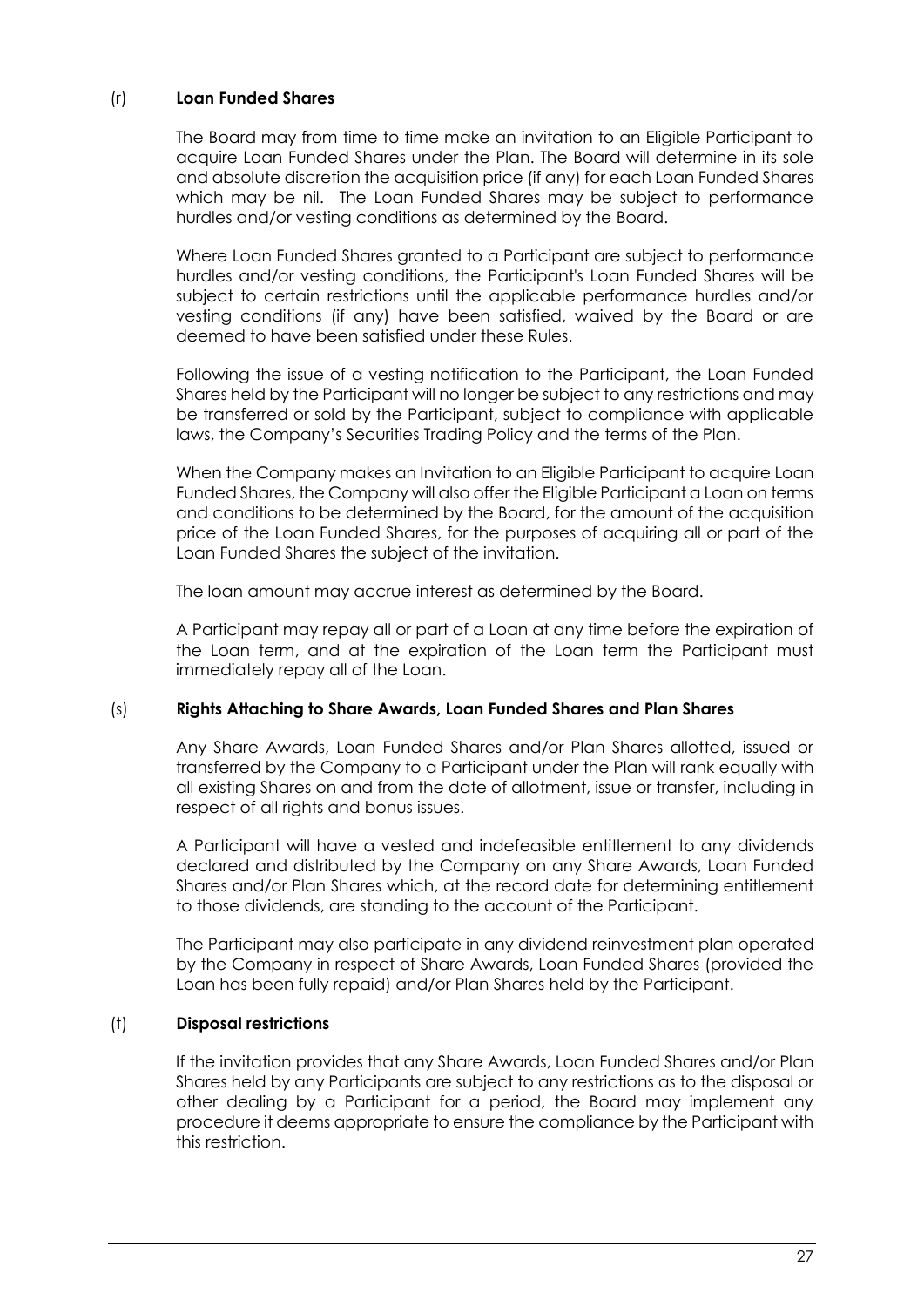(r) **Loan Funded Shares**

The Board may from time to time make an invitation to an Eligible Participant to acquire Loan Funded Shares under the Plan. The Board will determine in its sole and absolute discretion the acquisition price (if any) for each Loan Funded Shares which may be nil. The Loan Funded Shares may be subject to performance hurdles and/or vesting conditions as determined by the Board.

Where Loan Funded Shares granted to a Participant are subject to performance hurdles and/or vesting conditions, the Participant's Loan Funded Shares will be subject to certain restrictions until the applicable performance hurdles and/or vesting conditions (if any) have been satisfied, waived by the Board or are deemed to have been satisfied under these Rules.

Following the issue of a vesting notification to the Participant, the Loan Funded Shares held by the Participant will no longer be subject to any restrictions and may be transferred or sold by the Participant, subject to compliance with applicable laws, the Company's Securities Trading Policy and the terms of the Plan.

When the Company makes an Invitation to an Eligible Participant to acquire Loan Funded Shares, the Company will also offer the Eligible Participant a Loan on terms and conditions to be determined by the Board, for the amount of the acquisition price of the Loan Funded Shares, for the purposes of acquiring all or part of the Loan Funded Shares the subject of the invitation.

The loan amount may accrue interest as determined by the Board.

A Participant may repay all or part of a Loan at any time before the expiration of the Loan term, and at the expiration of the Loan term the Participant must immediately repay all of the Loan.

(s) **Rights Attaching to Share Awards, Loan Funded Shares and Plan Shares**

Any Share Awards, Loan Funded Shares and/or Plan Shares allotted, issued or transferred by the Company to a Participant under the Plan will rank equally with all existing Shares on and from the date of allotment, issue or transfer, including in respect of all rights and bonus issues.

A Participant will have a vested and indefeasible entitlement to any dividends declared and distributed by the Company on any Share Awards, Loan Funded Shares and/or Plan Shares which, at the record date for determining entitlement to those dividends, are standing to the account of the Participant.

The Participant may also participate in any dividend reinvestment plan operated by the Company in respect of Share Awards, Loan Funded Shares (provided the Loan has been fully repaid) and/or Plan Shares held by the Participant.

(t) **Disposal restrictions**

If the invitation provides that any Share Awards, Loan Funded Shares and/or Plan Shares held by any Participants are subject to any restrictions as to the disposal or other dealing by a Participant for a period, the Board may implement any procedure it deems appropriate to ensure the compliance by the Participant with this restriction.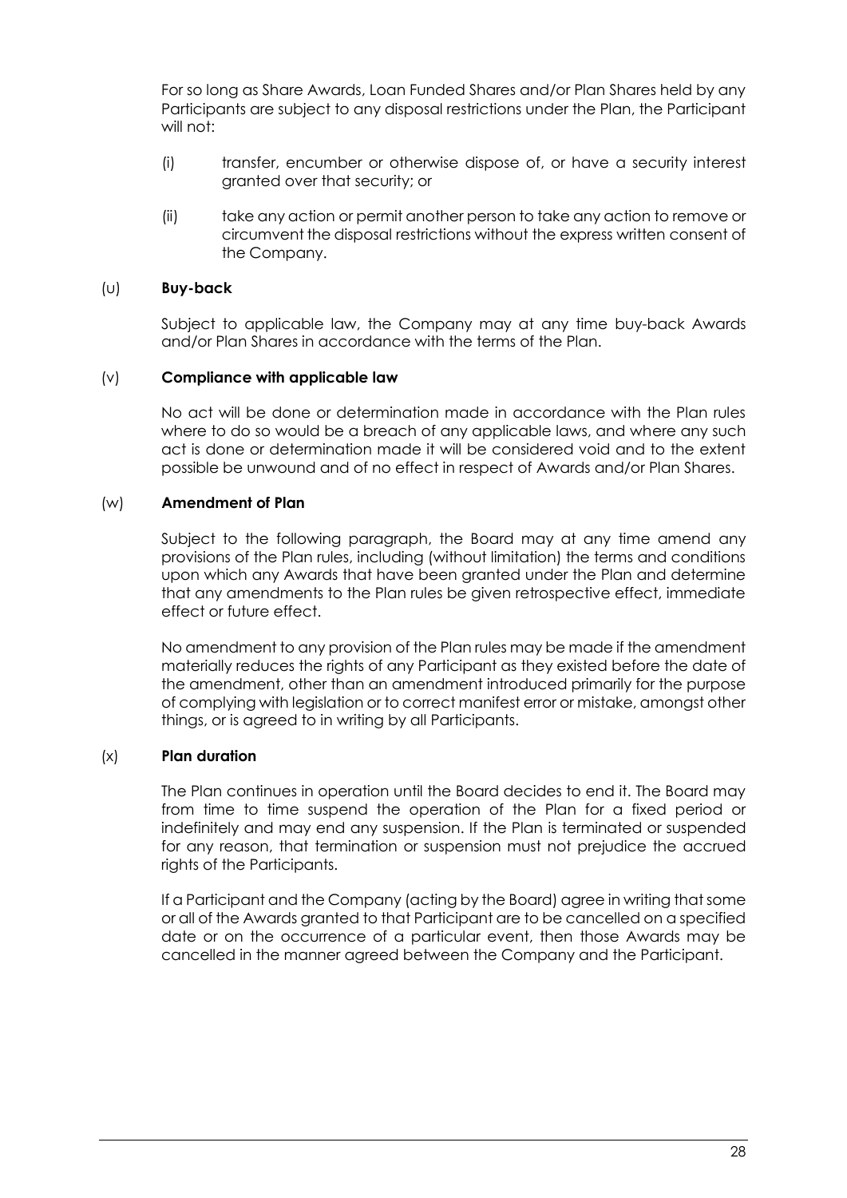For so long as Share Awards, Loan Funded Shares and/or Plan Shares held by any Participants are subject to any disposal restrictions under the Plan, the Participant will not:

(i) transfer, encumber or otherwise dispose of, or have a security interest granted over that security; or

(ii) take any action or permit another person to take any action to remove or circumvent the disposal restrictions without the express written consent of the Company.

(u) **Buy-back**

Subject to applicable law, the Company may at any time buy-back Awards and/or Plan Shares in accordance with the terms of the Plan.

(v) **Compliance with applicable law**

No act will be done or determination made in accordance with the Plan rules where to do so would be a breach of any applicable laws, and where any such act is done or determination made it will be considered void and to the extent possible be unwound and of no effect in respect of Awards and/or Plan Shares.

(w) **Amendment of Plan**

Subject to the following paragraph, the Board may at any time amend any provisions of the Plan rules, including (without limitation) the terms and conditions upon which any Awards that have been granted under the Plan and determine that any amendments to the Plan rules be given retrospective effect, immediate effect or future effect.

No amendment to any provision of the Plan rules may be made if the amendment materially reduces the rights of any Participant as they existed before the date of the amendment, other than an amendment introduced primarily for the purpose of complying with legislation or to correct manifest error or mistake, amongst other things, or is agreed to in writing by all Participants.

(x) **Plan duration**

The Plan continues in operation until the Board decides to end it. The Board may from time to time suspend the operation of the Plan for a fixed period or indefinitely and may end any suspension. If the Plan is terminated or suspended for any reason, that termination or suspension must not prejudice the accrued rights of the Participants.

If a Participant and the Company (acting by the Board) agree in writing that some or all of the Awards granted to that Participant are to be cancelled on a specified date or on the occurrence of a particular event, then those Awards may be cancelled in the manner agreed between the Company and the Participant.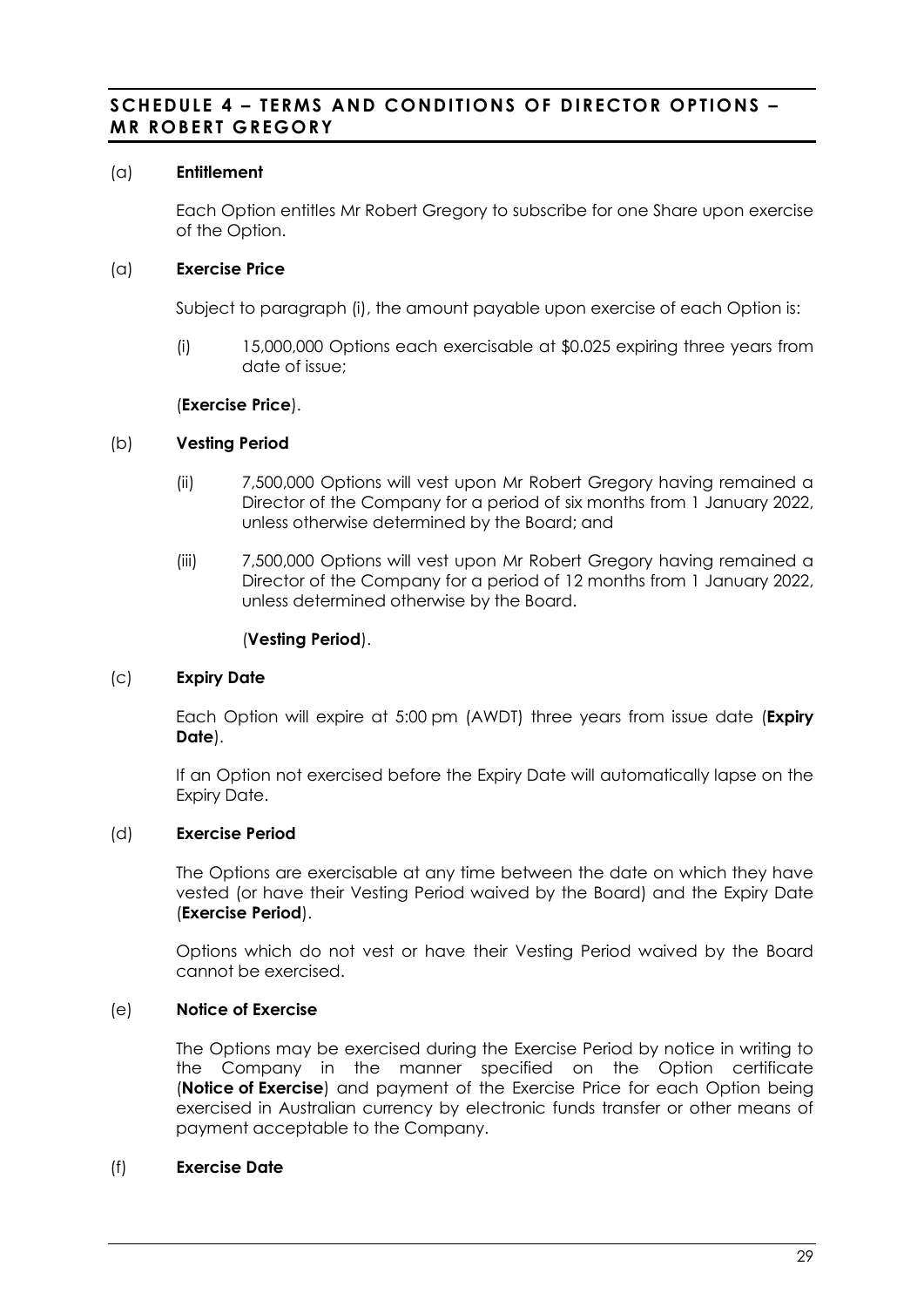## SCHEDULE 4 – TERMS AND CONDITIONS OF DIRECTOR OPTIONS – MR ROBERT GREGORY

(a) **Entitlement**

Each Option entitles Mr Robert Gregory to subscribe for one Share upon exercise of the Option.

(a) **Exercise Price**

Subject to paragraph (i), the amount payable upon exercise of each Option is:

(i) 15,000,000 Options each exercisable at $0.025 expiring three years from date of issue;

(**Exercise Price**).

(b) **Vesting Period**

(ii) 7,500,000 Options will vest upon Mr Robert Gregory having remained a Director of the Company for a period of six months from 1 January 2022, unless otherwise determined by the Board; and

(iii) 7,500,000 Options will vest upon Mr Robert Gregory having remained a Director of the Company for a period of 12 months from 1 January 2022, unless determined otherwise by the Board.

(**Vesting Period**).

(c) **Expiry Date**

Each Option will expire at 5:00 pm (AWDT) three years from issue date (**Expiry Date**).

If an Option not exercised before the Expiry Date will automatically lapse on the Expiry Date.

(d) **Exercise Period**

The Options are exercisable at any time between the date on which they have vested (or have their Vesting Period waived by the Board) and the Expiry Date (**Exercise Period**).

Options which do not vest or have their Vesting Period waived by the Board cannot be exercised.

(e) **Notice of Exercise**

The Options may be exercised during the Exercise Period by notice in writing to the Company in the manner specified on the Option certificate (**Notice of Exercise**) and payment of the Exercise Price for each Option being exercised in Australian currency by electronic funds transfer or other means of payment acceptable to the Company.

(f) **Exercise Date**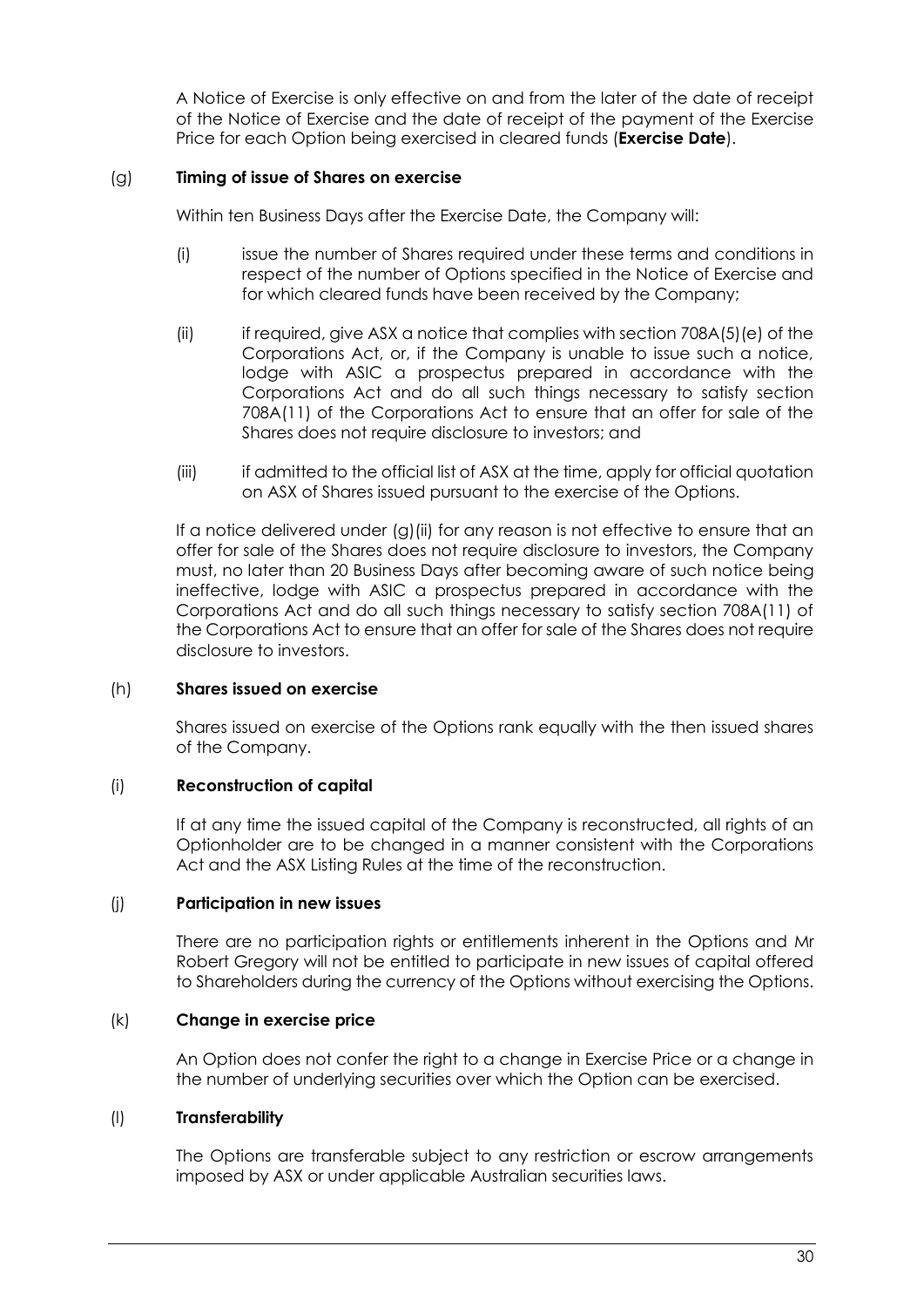A Notice of Exercise is only effective on and from the later of the date of receipt of the Notice of Exercise and the date of receipt of the payment of the Exercise Price for each Option being exercised in cleared funds (**Exercise Date**).

(g) **Timing of issue of Shares on exercise**

Within ten Business Days after the Exercise Date, the Company will:

(i) issue the number of Shares required under these terms and conditions in respect of the number of Options specified in the Notice of Exercise and for which cleared funds have been received by the Company;

(ii) if required, give ASX a notice that complies with section 708A(5)(e) of the Corporations Act, or, if the Company is unable to issue such a notice, lodge with ASIC a prospectus prepared in accordance with the Corporations Act and do all such things necessary to satisfy section 708A(11) of the Corporations Act to ensure that an offer for sale of the Shares does not require disclosure to investors; and

(iii) if admitted to the official list of ASX at the time, apply for official quotation on ASX of Shares issued pursuant to the exercise of the Options.

If a notice delivered under (g)(ii) for any reason is not effective to ensure that an offer for sale of the Shares does not require disclosure to investors, the Company must, no later than 20 Business Days after becoming aware of such notice being ineffective, lodge with ASIC a prospectus prepared in accordance with the Corporations Act and do all such things necessary to satisfy section 708A(11) of the Corporations Act to ensure that an offer for sale of the Shares does not require disclosure to investors.

(h) **Shares issued on exercise**

Shares issued on exercise of the Options rank equally with the then issued shares of the Company.

(i) **Reconstruction of capital**

If at any time the issued capital of the Company is reconstructed, all rights of an Optionholder are to be changed in a manner consistent with the Corporations Act and the ASX Listing Rules at the time of the reconstruction.

(j) **Participation in new issues**

There are no participation rights or entitlements inherent in the Options and Mr Robert Gregory will not be entitled to participate in new issues of capital offered to Shareholders during the currency of the Options without exercising the Options.

(k) **Change in exercise price**

An Option does not confer the right to a change in Exercise Price or a change in the number of underlying securities over which the Option can be exercised.

(l) **Transferability**

The Options are transferable subject to any restriction or escrow arrangements imposed by ASX or under applicable Australian securities laws.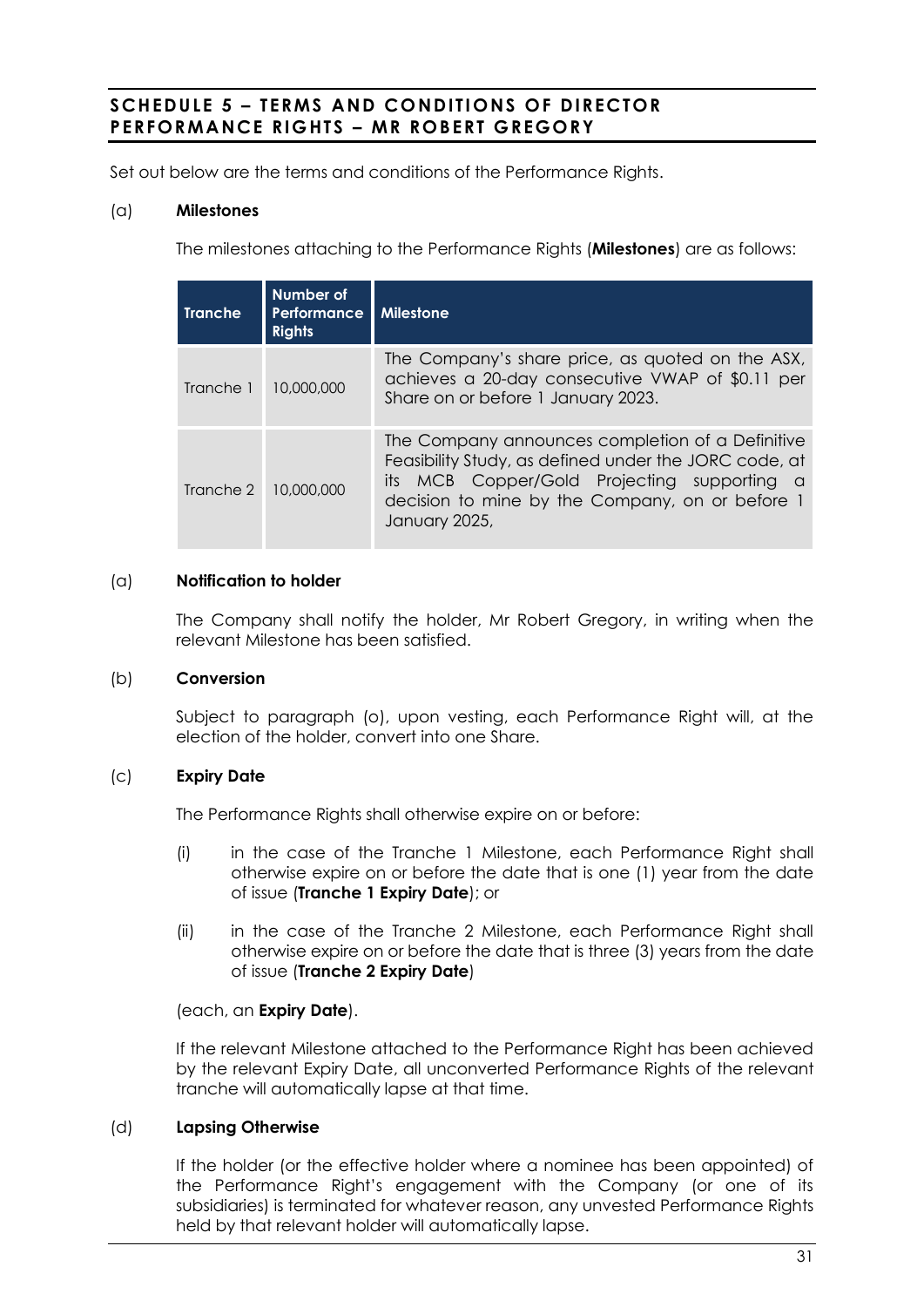## SCHEDULE 5 – TERMS AND CONDITIONS OF DIRECTOR PERFORMANCE RIGHTS – MR ROBERT GREGORY

Set out below are the terms and conditions of the Performance Rights.

(a) **Milestones**

The milestones attaching to the Performance Rights (**Milestones**) are as follows:

| Tranche | Number of Performance Rights | Milestone |
|---|---|---|
| Tranche 1 | 10,000,000 | The Company's share price, as quoted on the ASX, achieves a 20-day consecutive VWAP of $0.11 per Share on or before 1 January 2023. |
| Tranche 2 | 10,000,000 | The Company announces completion of a Definitive Feasibility Study, as defined under the JORC code, at its MCB Copper/Gold Projecting supporting a decision to mine by the Company, on or before 1 January 2025, |

(a) **Notification to holder**

The Company shall notify the holder, Mr Robert Gregory, in writing when the relevant Milestone has been satisfied.

(b) **Conversion**

Subject to paragraph (o), upon vesting, each Performance Right will, at the election of the holder, convert into one Share.

(c) **Expiry Date**

The Performance Rights shall otherwise expire on or before:

(i) in the case of the Tranche 1 Milestone, each Performance Right shall otherwise expire on or before the date that is one (1) year from the date of issue (**Tranche 1 Expiry Date**); or

(ii) in the case of the Tranche 2 Milestone, each Performance Right shall otherwise expire on or before the date that is three (3) years from the date of issue (**Tranche 2 Expiry Date**)

(each, an **Expiry Date**).

If the relevant Milestone attached to the Performance Right has been achieved by the relevant Expiry Date, all unconverted Performance Rights of the relevant tranche will automatically lapse at that time.

(d) **Lapsing Otherwise**

If the holder (or the effective holder where a nominee has been appointed) of the Performance Right's engagement with the Company (or one of its subsidiaries) is terminated for whatever reason, any unvested Performance Rights held by that relevant holder will automatically lapse.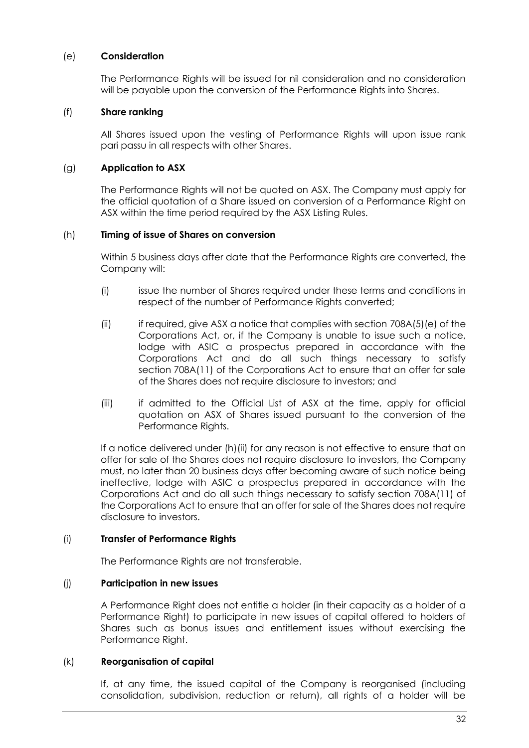(e) **Consideration**

The Performance Rights will be issued for nil consideration and no consideration will be payable upon the conversion of the Performance Rights into Shares.

(f) **Share ranking**

All Shares issued upon the vesting of Performance Rights will upon issue rank pari passu in all respects with other Shares.

(g) **Application to ASX**

The Performance Rights will not be quoted on ASX. The Company must apply for the official quotation of a Share issued on conversion of a Performance Right on ASX within the time period required by the ASX Listing Rules.

(h) **Timing of issue of Shares on conversion**

Within 5 business days after date that the Performance Rights are converted, the Company will:

(i) issue the number of Shares required under these terms and conditions in respect of the number of Performance Rights converted;

(ii) if required, give ASX a notice that complies with section 708A(5)(e) of the Corporations Act, or, if the Company is unable to issue such a notice, lodge with ASIC a prospectus prepared in accordance with the Corporations Act and do all such things necessary to satisfy section 708A(11) of the Corporations Act to ensure that an offer for sale of the Shares does not require disclosure to investors; and

(iii) if admitted to the Official List of ASX at the time, apply for official quotation on ASX of Shares issued pursuant to the conversion of the Performance Rights.

If a notice delivered under (h)(ii) for any reason is not effective to ensure that an offer for sale of the Shares does not require disclosure to investors, the Company must, no later than 20 business days after becoming aware of such notice being ineffective, lodge with ASIC a prospectus prepared in accordance with the Corporations Act and do all such things necessary to satisfy section 708A(11) of the Corporations Act to ensure that an offer for sale of the Shares does not require disclosure to investors.

(i) **Transfer of Performance Rights**

The Performance Rights are not transferable.

(j) **Participation in new issues**

A Performance Right does not entitle a holder (in their capacity as a holder of a Performance Right) to participate in new issues of capital offered to holders of Shares such as bonus issues and entitlement issues without exercising the Performance Right.

(k) **Reorganisation of capital**

If, at any time, the issued capital of the Company is reorganised (including consolidation, subdivision, reduction or return), all rights of a holder will be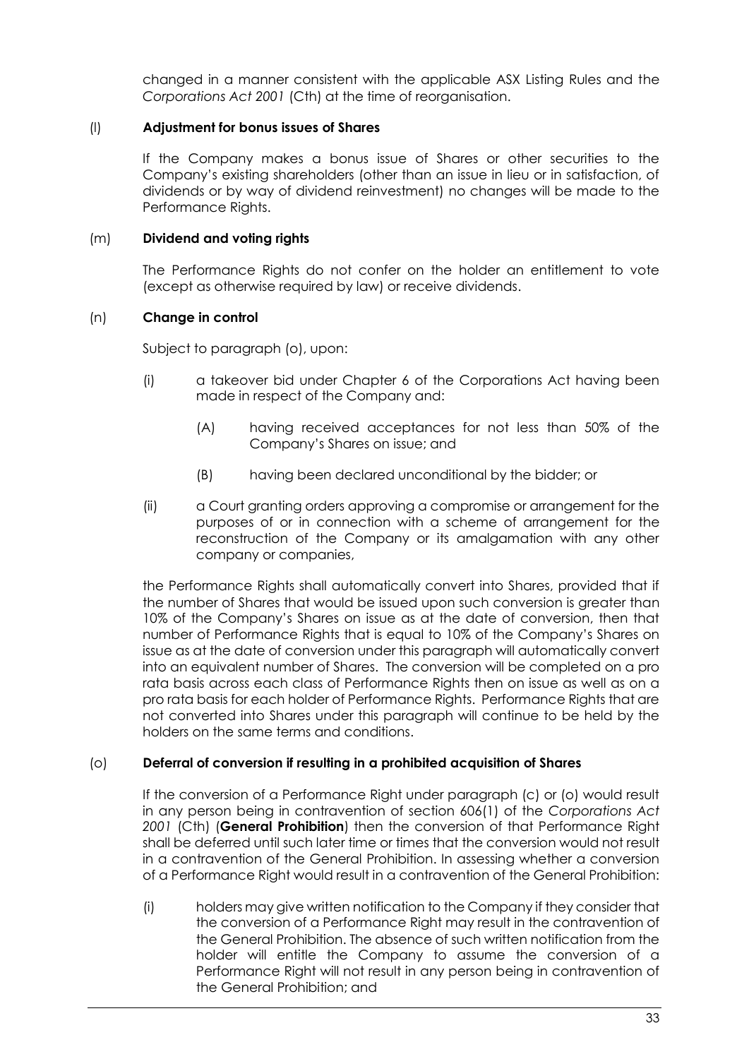changed in a manner consistent with the applicable ASX Listing Rules and the *Corporations Act 2001* (Cth) at the time of reorganisation.

(l) **Adjustment for bonus issues of Shares**

If the Company makes a bonus issue of Shares or other securities to the Company's existing shareholders (other than an issue in lieu or in satisfaction, of dividends or by way of dividend reinvestment) no changes will be made to the Performance Rights.

(m) **Dividend and voting rights**

The Performance Rights do not confer on the holder an entitlement to vote (except as otherwise required by law) or receive dividends.

(n) **Change in control**

Subject to paragraph (o), upon:

(i) a takeover bid under Chapter 6 of the Corporations Act having been made in respect of the Company and:

(A) having received acceptances for not less than 50% of the Company's Shares on issue; and

(B) having been declared unconditional by the bidder; or

(ii) a Court granting orders approving a compromise or arrangement for the purposes of or in connection with a scheme of arrangement for the reconstruction of the Company or its amalgamation with any other company or companies,

the Performance Rights shall automatically convert into Shares, provided that if the number of Shares that would be issued upon such conversion is greater than 10% of the Company's Shares on issue as at the date of conversion, then that number of Performance Rights that is equal to 10% of the Company's Shares on issue as at the date of conversion under this paragraph will automatically convert into an equivalent number of Shares. The conversion will be completed on a pro rata basis across each class of Performance Rights then on issue as well as on a pro rata basis for each holder of Performance Rights. Performance Rights that are not converted into Shares under this paragraph will continue to be held by the holders on the same terms and conditions.

(o) **Deferral of conversion if resulting in a prohibited acquisition of Shares**

If the conversion of a Performance Right under paragraph (c) or (o) would result in any person being in contravention of section 606(1) of the *Corporations Act 2001* (Cth) (**General Prohibition**) then the conversion of that Performance Right shall be deferred until such later time or times that the conversion would not result in a contravention of the General Prohibition. In assessing whether a conversion of a Performance Right would result in a contravention of the General Prohibition:

(i) holders may give written notification to the Company if they consider that the conversion of a Performance Right may result in the contravention of the General Prohibition. The absence of such written notification from the holder will entitle the Company to assume the conversion of a Performance Right will not result in any person being in contravention of the General Prohibition; and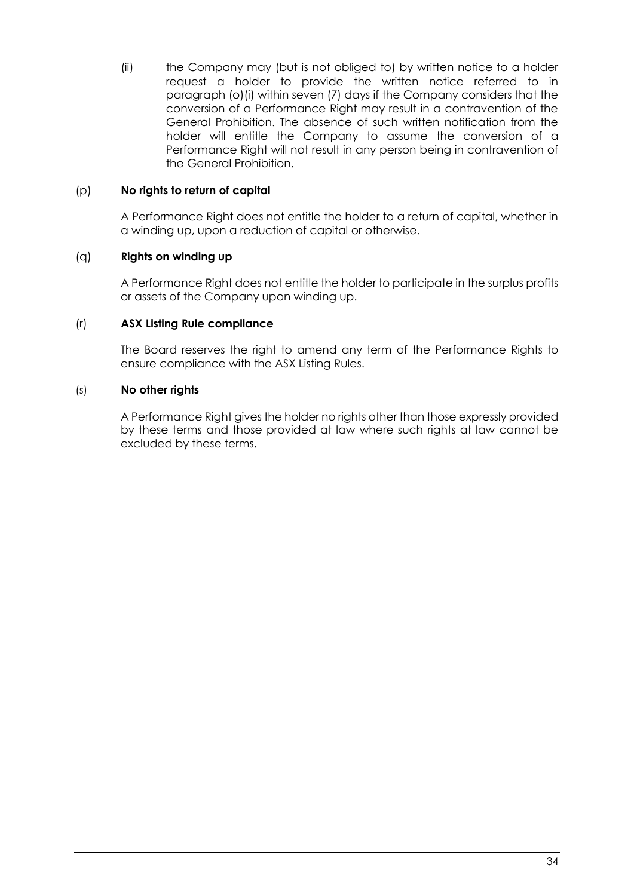(ii) the Company may (but is not obliged to) by written notice to a holder request a holder to provide the written notice referred to in paragraph (o)(i) within seven (7) days if the Company considers that the conversion of a Performance Right may result in a contravention of the General Prohibition. The absence of such written notification from the holder will entitle the Company to assume the conversion of a Performance Right will not result in any person being in contravention of the General Prohibition.

(p) **No rights to return of capital**

A Performance Right does not entitle the holder to a return of capital, whether in a winding up, upon a reduction of capital or otherwise.

(q) **Rights on winding up**

A Performance Right does not entitle the holder to participate in the surplus profits or assets of the Company upon winding up.

(r) **ASX Listing Rule compliance**

The Board reserves the right to amend any term of the Performance Rights to ensure compliance with the ASX Listing Rules.

(s) **No other rights**

A Performance Right gives the holder no rights other than those expressly provided by these terms and those provided at law where such rights at law cannot be excluded by these terms.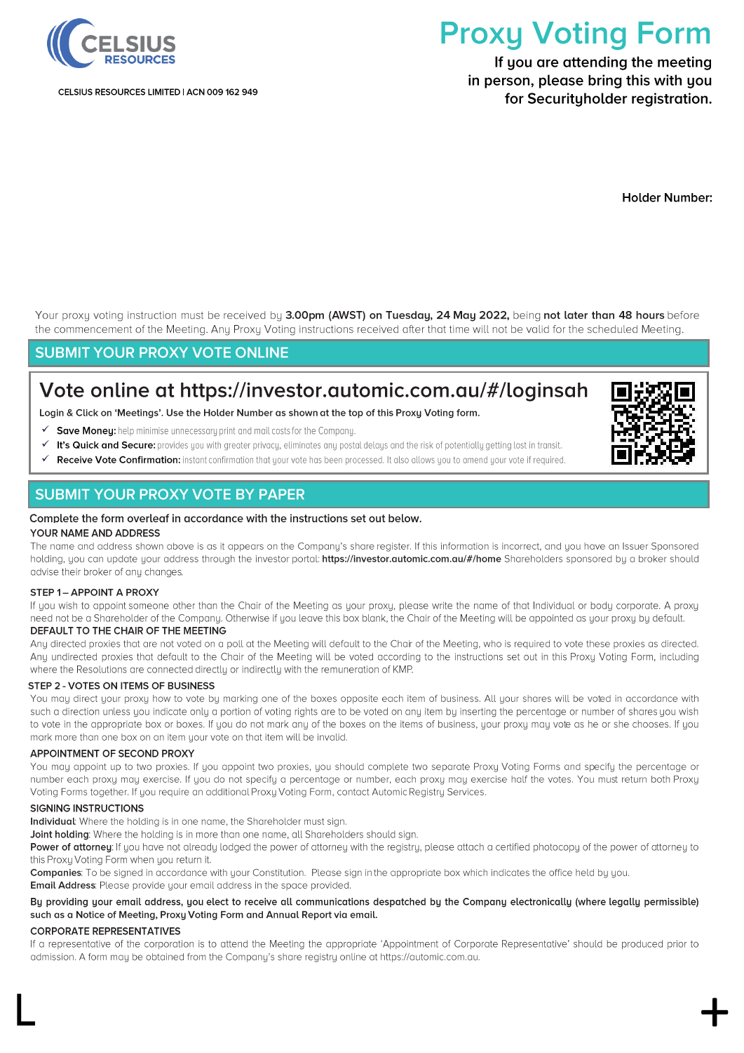CELSIUS RESOURCES LIMITED | ACN 009 162 949

# Proxy Voting Form

**If you are attending the meeting in person, please bring this with you for Securityholder registration.**

**Holder Number:**

Your proxy voting instruction must be received by **3.00pm (AWST) on Tuesday, 24 May 2022,** being **not later than 48 hours** before the commencement of the Meeting. Any Proxy Voting instructions received after that time will not be valid for the scheduled Meeting.

## SUBMIT YOUR PROXY VOTE ONLINE

### Vote online at https://investor.automic.com.au/#/loginsah

**Login & Click on 'Meetings'. Use the Holder Number as shown at the top of this Proxy Voting form.**

- ✓ **Save Money:** help minimise unnecessary print and mail costs for the Company.
- ✓ **It's Quick and Secure:** provides you with greater privacy, eliminates any postal delays and the risk of potentially getting lost in transit.
- ✓ **Receive Vote Confirmation:** instant confirmation that your vote has been processed. It also allows you to amend your vote if required.

## SUBMIT YOUR PROXY VOTE BY PAPER

**Complete the form overleaf in accordance with the instructions set out below.**

**YOUR NAME AND ADDRESS**

The name and address shown above is as it appears on the Company's share register. If this information is incorrect, and you have an Issuer Sponsored holding, you can update your address through the investor portal: **https://investor.automic.com.au/#/home** Shareholders sponsored by a broker should advise their broker of any changes.

**STEP 1 – APPOINT A PROXY**

If you wish to appoint someone other than the Chair of the Meeting as your proxy, please write the name of that Individual or body corporate. A proxy need not be a Shareholder of the Company. Otherwise if you leave this box blank, the Chair of the Meeting will be appointed as your proxy by default.

**DEFAULT TO THE CHAIR OF THE MEETING**

Any directed proxies that are not voted on a poll at the Meeting will default to the Chair of the Meeting, who is required to vote these proxies as directed. Any undirected proxies that default to the Chair of the Meeting will be voted according to the instructions set out in this Proxy Voting Form, including where the Resolutions are connected directly or indirectly with the remuneration of KMP.

**STEP 2 - VOTES ON ITEMS OF BUSINESS**

You may direct your proxy how to vote by marking one of the boxes opposite each item of business. All your shares will be voted in accordance with such a direction unless you indicate only a portion of voting rights are to be voted on any item by inserting the percentage or number of shares you wish to vote in the appropriate box or boxes. If you do not mark any of the boxes on the items of business, your proxy may vote as he or she chooses. If you mark more than one box on an item your vote on that item will be invalid.

**APPOINTMENT OF SECOND PROXY**

You may appoint up to two proxies. If you appoint two proxies, you should complete two separate Proxy Voting Forms and specify the percentage or number each proxy may exercise. If you do not specify a percentage or number, each proxy may exercise half the votes. You must return both Proxy Voting Forms together. If you require an additional Proxy Voting Form, contact Automic Registry Services.

**SIGNING INSTRUCTIONS**

**Individual**: Where the holding is in one name, the Shareholder must sign.

**Joint holding**: Where the holding is in more than one name, all Shareholders should sign.

**Power of attorney**: If you have not already lodged the power of attorney with the registry, please attach a certified photocopy of the power of attorney to this Proxy Voting Form when you return it.

**Companies**: To be signed in accordance with your Constitution. Please sign in the appropriate box which indicates the office held by you.

**Email Address**: Please provide your email address in the space provided.

**By providing your email address, you elect to receive all communications despatched by the Company electronically (where legally permissible) such as a Notice of Meeting, Proxy Voting Form and Annual Report via email.**

**CORPORATE REPRESENTATIVES**

If a representative of the corporation is to attend the Meeting the appropriate 'Appointment of Corporate Representative' should be produced prior to admission. A form may be obtained from the Company's share registry online at https://automic.com.au.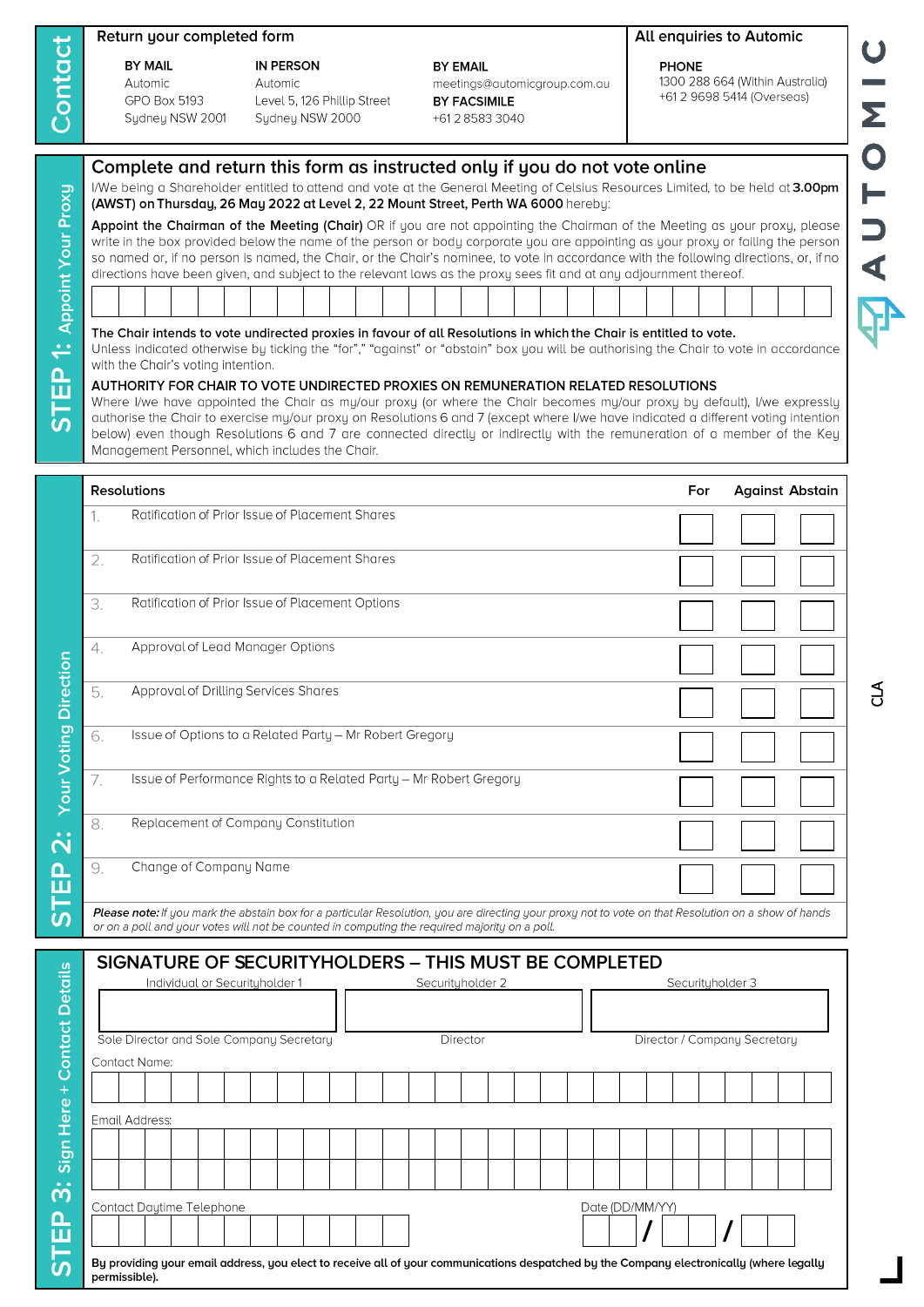## Contact

**Return your completed form**

**BY MAIL**
Automic
GPO Box 5193
Sydney NSW 2001

**IN PERSON**
Automic
Level 5, 126 Phillip Street
Sydney NSW 2000

**BY EMAIL**
meetings@automicgroup.com.au

**BY FACSIMILE**
+61 2 8583 3040

**All enquiries to Automic**

**PHONE**
1300 288 664 (Within Australia)
+61 2 9698 5414 (Overseas)

AUTOMIC

## STEP 1: Appoint Your Proxy

### Complete and return this form as instructed only if you do not vote online

I/We being a Shareholder entitled to attend and vote at the General Meeting of Celsius Resources Limited, to be held at **3.00pm (AWST) on Thursday, 26 May 2022 at Level 2, 22 Mount Street, Perth WA 6000** hereby:

**Appoint the Chairman of the Meeting (Chair)** OR if you are not appointing the Chairman of the Meeting as your proxy, please write in the box provided below the name of the person or body corporate you are appointing as your proxy or failing the person so named or, if no person is named, the Chair, or the Chair's nominee, to vote in accordance with the following directions, or, if no directions have been given, and subject to the relevant laws as the proxy sees fit and at any adjournment thereof.

| | | | | | | | | | | | | | | | | | | | | | | | | | | | |
|---|---|---|---|---|---|---|---|---|---|---|---|---|---|---|---|---|---|---|---|---|---|---|---|---|---|---|---|
| | | | | | | | | | | | | | | | | | | | | | | | | | | | |

**The Chair intends to vote undirected proxies in favour of all Resolutions in which the Chair is entitled to vote.**
Unless indicated otherwise by ticking the "for"," "against" or "abstain" box you will be authorising the Chair to vote in accordance with the Chair's voting intention.

**AUTHORITY FOR CHAIR TO VOTE UNDIRECTED PROXIES ON REMUNERATION RELATED RESOLUTIONS**
Where I/we have appointed the Chair as my/our proxy (or where the Chair becomes my/our proxy by default), I/we expressly authorise the Chair to exercise my/our proxy on Resolutions 6 and 7 (except where I/we have indicated a different voting intention below) even though Resolutions 6 and 7 are connected directly or indirectly with the remuneration of a member of the Key Management Personnel, which includes the Chair.

## STEP 2: Your Voting Direction

| Resolutions | | For | Against | Abstain |
|---|---|---|---|---|
| 1. | Ratification of Prior Issue of Placement Shares | ☐ | ☐ | ☐ |
| 2. | Ratification of Prior Issue of Placement Shares | ☐ | ☐ | ☐ |
| 3. | Ratification of Prior Issue of Placement Options | ☐ | ☐ | ☐ |
| 4. | Approval of Lead Manager Options | ☐ | ☐ | ☐ |
| 5. | Approval of Drilling Services Shares | ☐ | ☐ | ☐ |
| 6. | Issue of Options to a Related Party – Mr Robert Gregory | ☐ | ☐ | ☐ |
| 7. | Issue of Performance Rights to a Related Party – Mr Robert Gregory | ☐ | ☐ | ☐ |
| 8. | Replacement of Company Constitution | ☐ | ☐ | ☐ |
| 9. | Change of Company Name | ☐ | ☐ | ☐ |

***Please note:*** *If you mark the abstain box for a particular Resolution, you are directing your proxy not to vote on that Resolution on a show of hands or on a poll and your votes will not be counted in computing the required majority on a poll.*

CLA

## STEP 3: Sign Here + Contact Details

### SIGNATURE OF SECURITYHOLDERS – THIS MUST BE COMPLETED

| Individual or Securityholder 1 | Securityholder 2 | Securityholder 3 |
|---|---|---|
| | | |
| Sole Director and Sole Company Secretary | Director | Director / Company Secretary |

Contact Name:

Email Address:

Contact Daytime Telephone

Date (DD/MM/YY) ___ / ___ / ___

**By providing your email address, you elect to receive all of your communications despatched by the Company electronically (where legally permissible).**